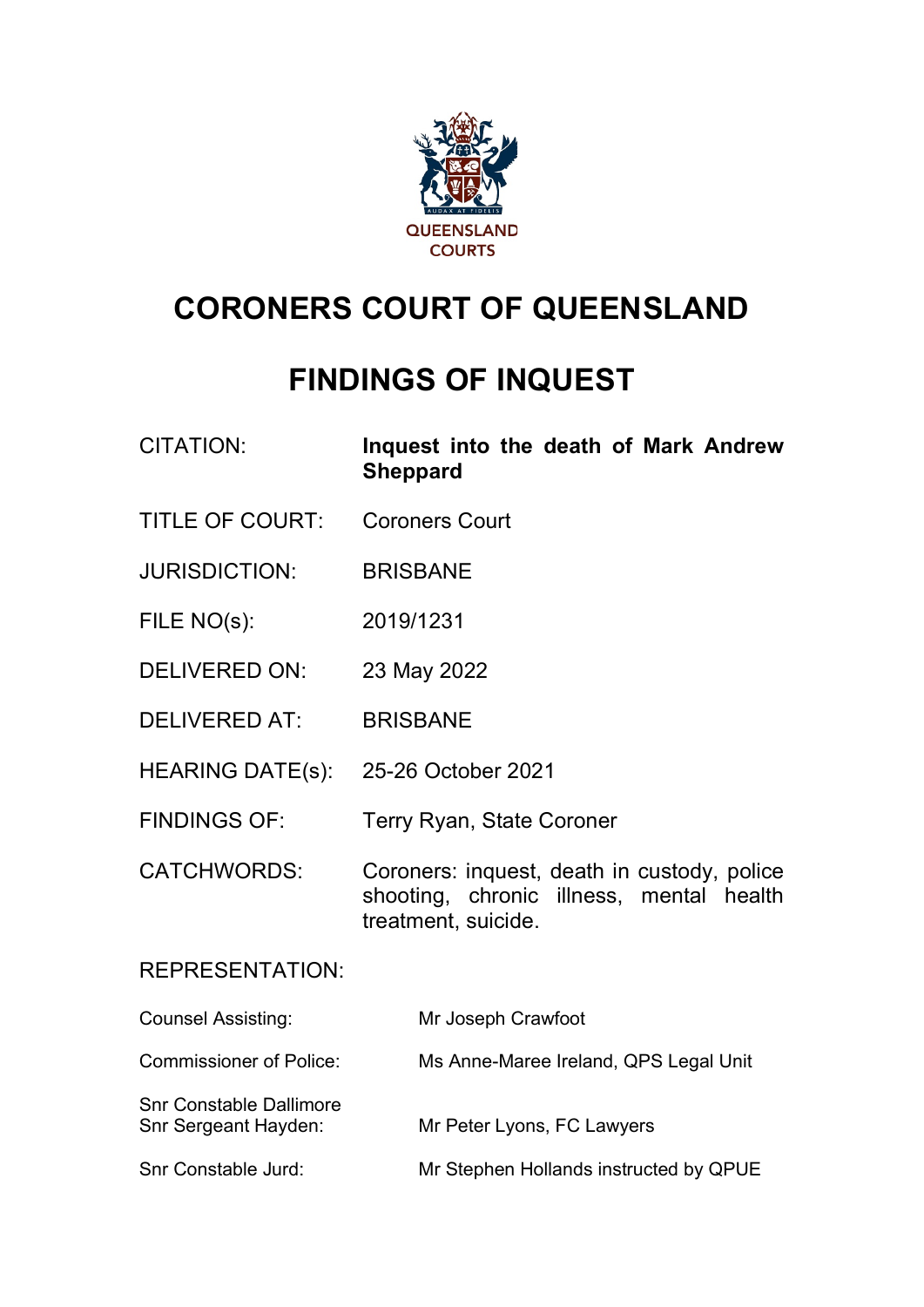# CORONERS COURT OF QUEENSLAND

# FINDINGS OF INQUEST

| | |
|---|---|
| CITATION: | **Inquest into the death of Mark Andrew Sheppard** |
| TITLE OF COURT: | Coroners Court |
| JURISDICTION: | BRISBANE |
| FILE NO(s): | 2019/1231 |
| DELIVERED ON: | 23 May 2022 |
| DELIVERED AT: | BRISBANE |
| HEARING DATE(s): | 25-26 October 2021 |
| FINDINGS OF: | Terry Ryan, State Coroner |
| CATCHWORDS: | Coroners: inquest, death in custody, police shooting, chronic illness, mental health treatment, suicide. |

REPRESENTATION:

| | |
|---|---|
| Counsel Assisting: | Mr Joseph Crawfoot |
| Commissioner of Police: | Ms Anne-Maree Ireland, QPS Legal Unit |
| Snr Constable Dallimore<br>Snr Sergeant Hayden: | Mr Peter Lyons, FC Lawyers |
| Snr Constable Jurd: | Mr Stephen Hollands instructed by QPUE |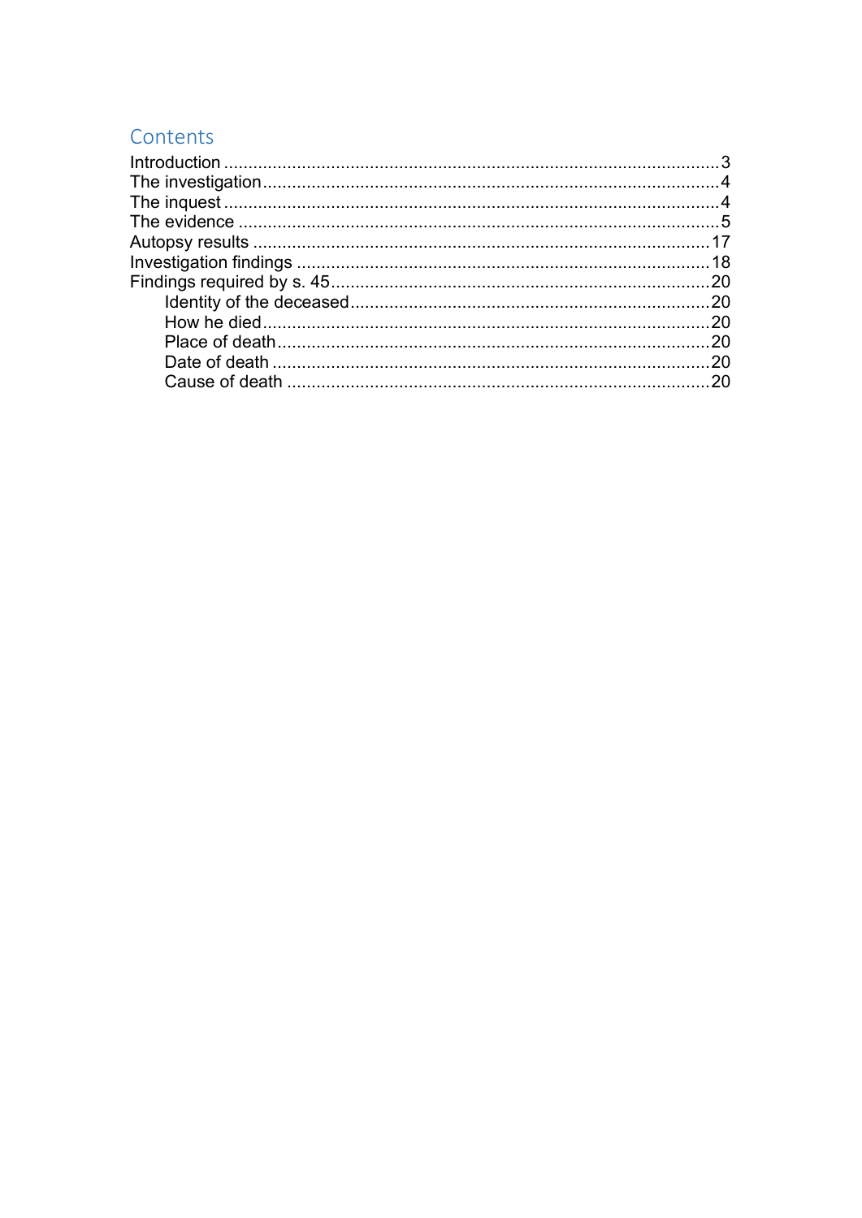## Contents

- Introduction ..... 3
- The investigation ..... 4
- The inquest ..... 4
- The evidence ..... 5
- Autopsy results ..... 17
- Investigation findings ..... 18
- Findings required by s. 45 ..... 20
  - Identity of the deceased ..... 20
  - How he died ..... 20
  - Place of death ..... 20
  - Date of death ..... 20
  - Cause of death ..... 20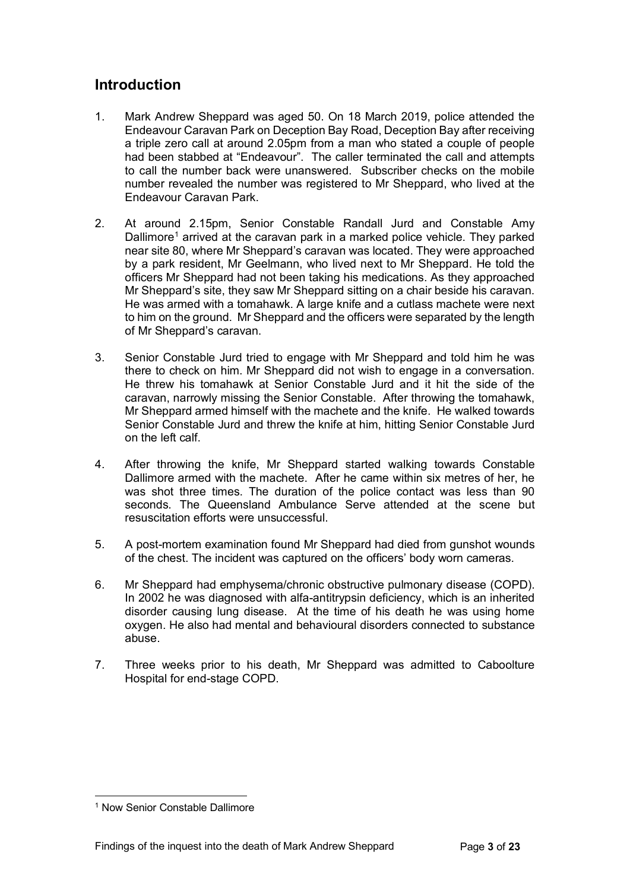## Introduction

1. Mark Andrew Sheppard was aged 50. On 18 March 2019, police attended the Endeavour Caravan Park on Deception Bay Road, Deception Bay after receiving a triple zero call at around 2.05pm from a man who stated a couple of people had been stabbed at "Endeavour". The caller terminated the call and attempts to call the number back were unanswered. Subscriber checks on the mobile number revealed the number was registered to Mr Sheppard, who lived at the Endeavour Caravan Park.

2. At around 2.15pm, Senior Constable Randall Jurd and Constable Amy Dallimore[1] arrived at the caravan park in a marked police vehicle. They parked near site 80, where Mr Sheppard's caravan was located. They were approached by a park resident, Mr Geelmann, who lived next to Mr Sheppard. He told the officers Mr Sheppard had not been taking his medications. As they approached Mr Sheppard's site, they saw Mr Sheppard sitting on a chair beside his caravan. He was armed with a tomahawk. A large knife and a cutlass machete were next to him on the ground. Mr Sheppard and the officers were separated by the length of Mr Sheppard's caravan.

3. Senior Constable Jurd tried to engage with Mr Sheppard and told him he was there to check on him. Mr Sheppard did not wish to engage in a conversation. He threw his tomahawk at Senior Constable Jurd and it hit the side of the caravan, narrowly missing the Senior Constable. After throwing the tomahawk, Mr Sheppard armed himself with the machete and the knife. He walked towards Senior Constable Jurd and threw the knife at him, hitting Senior Constable Jurd on the left calf.

4. After throwing the knife, Mr Sheppard started walking towards Constable Dallimore armed with the machete. After he came within six metres of her, he was shot three times. The duration of the police contact was less than 90 seconds. The Queensland Ambulance Serve attended at the scene but resuscitation efforts were unsuccessful.

5. A post-mortem examination found Mr Sheppard had died from gunshot wounds of the chest. The incident was captured on the officers' body worn cameras.

6. Mr Sheppard had emphysema/chronic obstructive pulmonary disease (COPD). In 2002 he was diagnosed with alfa-antitrypsin deficiency, which is an inherited disorder causing lung disease. At the time of his death he was using home oxygen. He also had mental and behavioural disorders connected to substance abuse.

7. Three weeks prior to his death, Mr Sheppard was admitted to Caboolture Hospital for end-stage COPD.

[1] Now Senior Constable Dallimore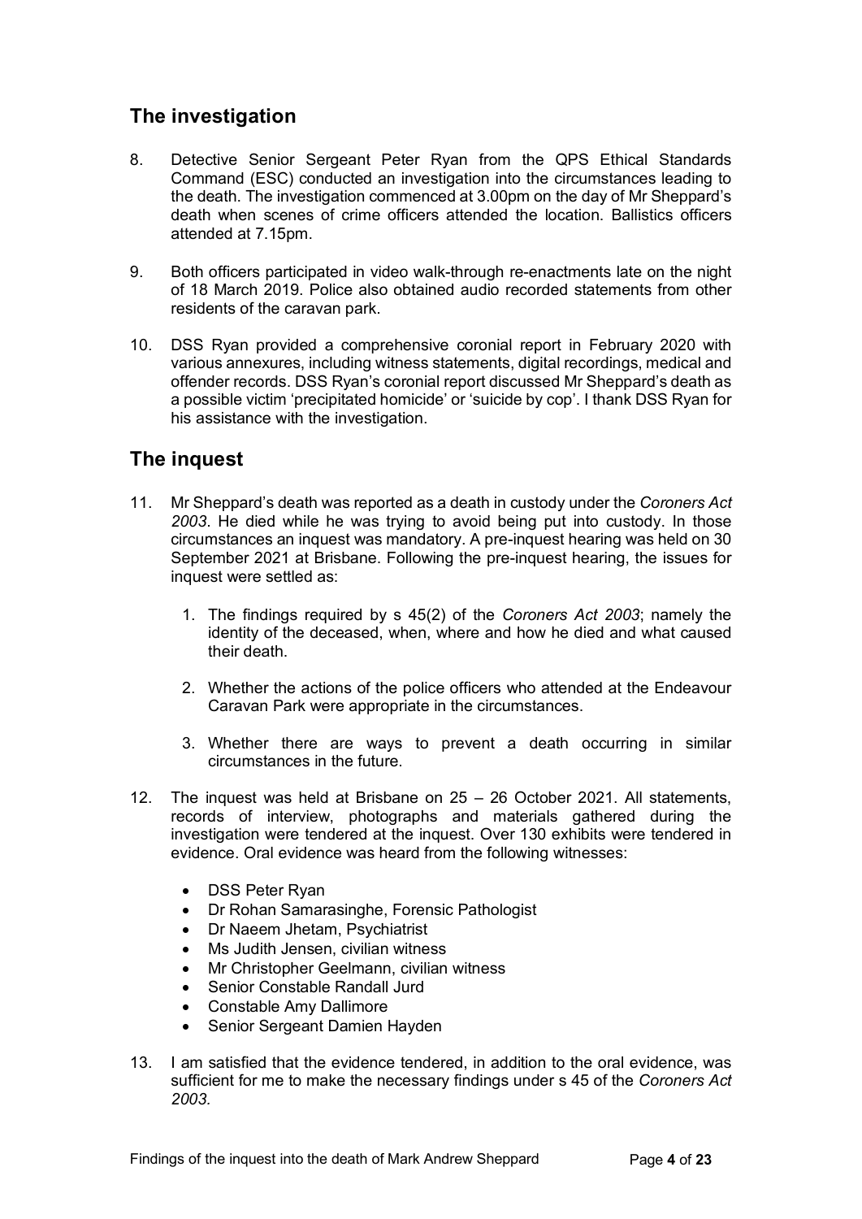## The investigation

8. Detective Senior Sergeant Peter Ryan from the QPS Ethical Standards Command (ESC) conducted an investigation into the circumstances leading to the death. The investigation commenced at 3.00pm on the day of Mr Sheppard's death when scenes of crime officers attended the location. Ballistics officers attended at 7.15pm.

9. Both officers participated in video walk-through re-enactments late on the night of 18 March 2019. Police also obtained audio recorded statements from other residents of the caravan park.

10. DSS Ryan provided a comprehensive coronial report in February 2020 with various annexures, including witness statements, digital recordings, medical and offender records. DSS Ryan's coronial report discussed Mr Sheppard's death as a possible victim 'precipitated homicide' or 'suicide by cop'. I thank DSS Ryan for his assistance with the investigation.

## The inquest

11. Mr Sheppard's death was reported as a death in custody under the *Coroners Act 2003*. He died while he was trying to avoid being put into custody. In those circumstances an inquest was mandatory. A pre-inquest hearing was held on 30 September 2021 at Brisbane. Following the pre-inquest hearing, the issues for inquest were settled as:

    1. The findings required by s 45(2) of the *Coroners Act 2003*; namely the identity of the deceased, when, where and how he died and what caused their death.

    2. Whether the actions of the police officers who attended at the Endeavour Caravan Park were appropriate in the circumstances.

    3. Whether there are ways to prevent a death occurring in similar circumstances in the future.

12. The inquest was held at Brisbane on 25 – 26 October 2021. All statements, records of interview, photographs and materials gathered during the investigation were tendered at the inquest. Over 130 exhibits were tendered in evidence. Oral evidence was heard from the following witnesses:

    - DSS Peter Ryan
    - Dr Rohan Samarasinghe, Forensic Pathologist
    - Dr Naeem Jhetam, Psychiatrist
    - Ms Judith Jensen, civilian witness
    - Mr Christopher Geelmann, civilian witness
    - Senior Constable Randall Jurd
    - Constable Amy Dallimore
    - Senior Sergeant Damien Hayden

13. I am satisfied that the evidence tendered, in addition to the oral evidence, was sufficient for me to make the necessary findings under s 45 of the *Coroners Act 2003.*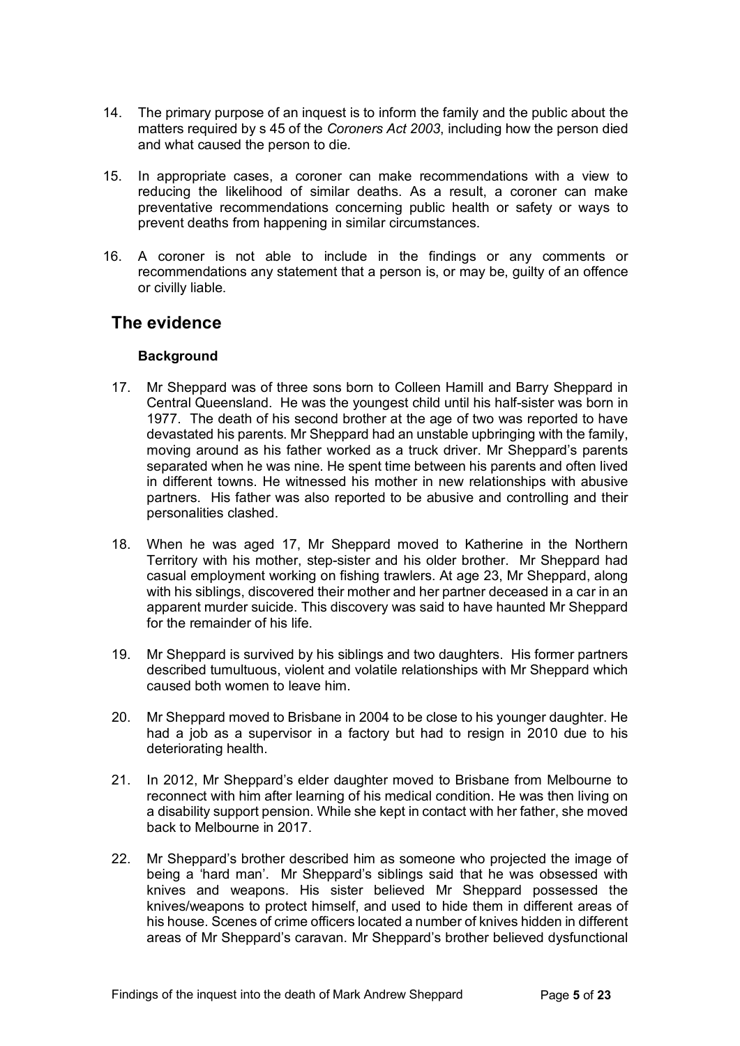14. The primary purpose of an inquest is to inform the family and the public about the matters required by s 45 of the *Coroners Act 2003*, including how the person died and what caused the person to die.

15. In appropriate cases, a coroner can make recommendations with a view to reducing the likelihood of similar deaths. As a result, a coroner can make preventative recommendations concerning public health or safety or ways to prevent deaths from happening in similar circumstances.

16. A coroner is not able to include in the findings or any comments or recommendations any statement that a person is, or may be, guilty of an offence or civilly liable.

## The evidence

### Background

17. Mr Sheppard was of three sons born to Colleen Hamill and Barry Sheppard in Central Queensland. He was the youngest child until his half-sister was born in 1977. The death of his second brother at the age of two was reported to have devastated his parents. Mr Sheppard had an unstable upbringing with the family, moving around as his father worked as a truck driver. Mr Sheppard's parents separated when he was nine. He spent time between his parents and often lived in different towns. He witnessed his mother in new relationships with abusive partners. His father was also reported to be abusive and controlling and their personalities clashed.

18. When he was aged 17, Mr Sheppard moved to Katherine in the Northern Territory with his mother, step-sister and his older brother. Mr Sheppard had casual employment working on fishing trawlers. At age 23, Mr Sheppard, along with his siblings, discovered their mother and her partner deceased in a car in an apparent murder suicide. This discovery was said to have haunted Mr Sheppard for the remainder of his life.

19. Mr Sheppard is survived by his siblings and two daughters. His former partners described tumultuous, violent and volatile relationships with Mr Sheppard which caused both women to leave him.

20. Mr Sheppard moved to Brisbane in 2004 to be close to his younger daughter. He had a job as a supervisor in a factory but had to resign in 2010 due to his deteriorating health.

21. In 2012, Mr Sheppard's elder daughter moved to Brisbane from Melbourne to reconnect with him after learning of his medical condition. He was then living on a disability support pension. While she kept in contact with her father, she moved back to Melbourne in 2017.

22. Mr Sheppard's brother described him as someone who projected the image of being a 'hard man'. Mr Sheppard's siblings said that he was obsessed with knives and weapons. His sister believed Mr Sheppard possessed the knives/weapons to protect himself, and used to hide them in different areas of his house. Scenes of crime officers located a number of knives hidden in different areas of Mr Sheppard's caravan. Mr Sheppard's brother believed dysfunctional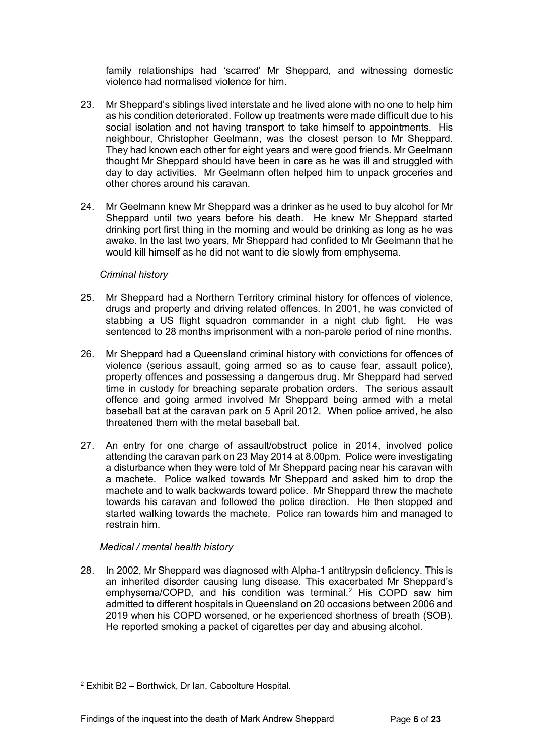family relationships had 'scarred' Mr Sheppard, and witnessing domestic violence had normalised violence for him.

23. Mr Sheppard's siblings lived interstate and he lived alone with no one to help him as his condition deteriorated. Follow up treatments were made difficult due to his social isolation and not having transport to take himself to appointments. His neighbour, Christopher Geelmann, was the closest person to Mr Sheppard. They had known each other for eight years and were good friends. Mr Geelmann thought Mr Sheppard should have been in care as he was ill and struggled with day to day activities. Mr Geelmann often helped him to unpack groceries and other chores around his caravan.

24. Mr Geelmann knew Mr Sheppard was a drinker as he used to buy alcohol for Mr Sheppard until two years before his death. He knew Mr Sheppard started drinking port first thing in the morning and would be drinking as long as he was awake. In the last two years, Mr Sheppard had confided to Mr Geelmann that he would kill himself as he did not want to die slowly from emphysema.

*Criminal history*

25. Mr Sheppard had a Northern Territory criminal history for offences of violence, drugs and property and driving related offences. In 2001, he was convicted of stabbing a US flight squadron commander in a night club fight. He was sentenced to 28 months imprisonment with a non-parole period of nine months.

26. Mr Sheppard had a Queensland criminal history with convictions for offences of violence (serious assault, going armed so as to cause fear, assault police), property offences and possessing a dangerous drug. Mr Sheppard had served time in custody for breaching separate probation orders. The serious assault offence and going armed involved Mr Sheppard being armed with a metal baseball bat at the caravan park on 5 April 2012. When police arrived, he also threatened them with the metal baseball bat.

27. An entry for one charge of assault/obstruct police in 2014, involved police attending the caravan park on 23 May 2014 at 8.00pm. Police were investigating a disturbance when they were told of Mr Sheppard pacing near his caravan with a machete. Police walked towards Mr Sheppard and asked him to drop the machete and to walk backwards toward police. Mr Sheppard threw the machete towards his caravan and followed the police direction. He then stopped and started walking towards the machete. Police ran towards him and managed to restrain him.

*Medical / mental health history*

28. In 2002, Mr Sheppard was diagnosed with Alpha-1 antitrypsin deficiency. This is an inherited disorder causing lung disease. This exacerbated Mr Sheppard's emphysema/COPD, and his condition was terminal.[2] His COPD saw him admitted to different hospitals in Queensland on 20 occasions between 2006 and 2019 when his COPD worsened, or he experienced shortness of breath (SOB). He reported smoking a packet of cigarettes per day and abusing alcohol.

[2] Exhibit B2 – Borthwick, Dr Ian, Caboolture Hospital.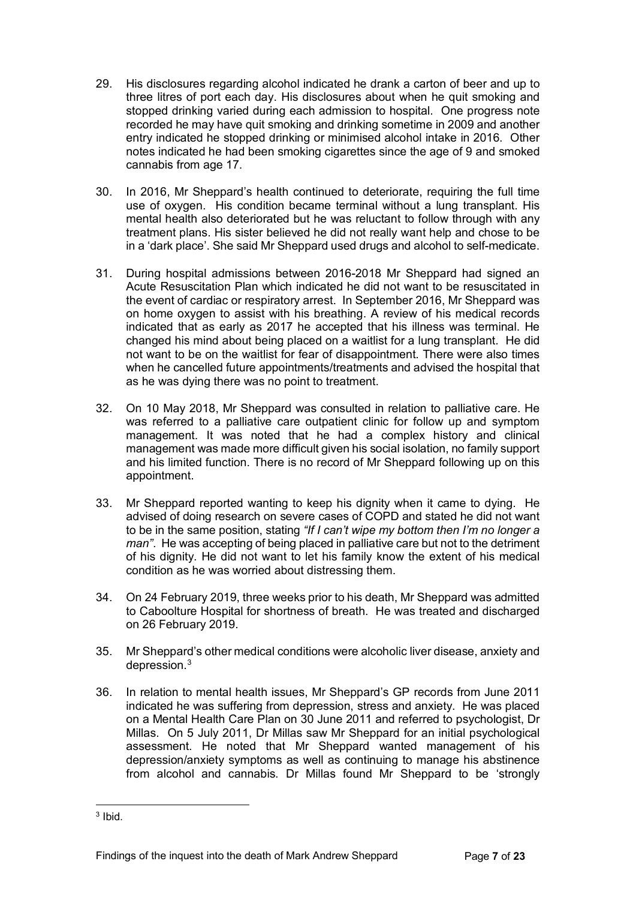29. His disclosures regarding alcohol indicated he drank a carton of beer and up to three litres of port each day. His disclosures about when he quit smoking and stopped drinking varied during each admission to hospital. One progress note recorded he may have quit smoking and drinking sometime in 2009 and another entry indicated he stopped drinking or minimised alcohol intake in 2016. Other notes indicated he had been smoking cigarettes since the age of 9 and smoked cannabis from age 17.

30. In 2016, Mr Sheppard's health continued to deteriorate, requiring the full time use of oxygen. His condition became terminal without a lung transplant. His mental health also deteriorated but he was reluctant to follow through with any treatment plans. His sister believed he did not really want help and chose to be in a 'dark place'. She said Mr Sheppard used drugs and alcohol to self-medicate.

31. During hospital admissions between 2016-2018 Mr Sheppard had signed an Acute Resuscitation Plan which indicated he did not want to be resuscitated in the event of cardiac or respiratory arrest. In September 2016, Mr Sheppard was on home oxygen to assist with his breathing. A review of his medical records indicated that as early as 2017 he accepted that his illness was terminal. He changed his mind about being placed on a waitlist for a lung transplant. He did not want to be on the waitlist for fear of disappointment. There were also times when he cancelled future appointments/treatments and advised the hospital that as he was dying there was no point to treatment.

32. On 10 May 2018, Mr Sheppard was consulted in relation to palliative care. He was referred to a palliative care outpatient clinic for follow up and symptom management. It was noted that he had a complex history and clinical management was made more difficult given his social isolation, no family support and his limited function. There is no record of Mr Sheppard following up on this appointment.

33. Mr Sheppard reported wanting to keep his dignity when it came to dying. He advised of doing research on severe cases of COPD and stated he did not want to be in the same position, stating *"If I can't wipe my bottom then I'm no longer a man"*. He was accepting of being placed in palliative care but not to the detriment of his dignity. He did not want to let his family know the extent of his medical condition as he was worried about distressing them.

34. On 24 February 2019, three weeks prior to his death, Mr Sheppard was admitted to Caboolture Hospital for shortness of breath. He was treated and discharged on 26 February 2019.

35. Mr Sheppard's other medical conditions were alcoholic liver disease, anxiety and depression.[3]

36. In relation to mental health issues, Mr Sheppard's GP records from June 2011 indicated he was suffering from depression, stress and anxiety. He was placed on a Mental Health Care Plan on 30 June 2011 and referred to psychologist, Dr Millas. On 5 July 2011, Dr Millas saw Mr Sheppard for an initial psychological assessment. He noted that Mr Sheppard wanted management of his depression/anxiety symptoms as well as continuing to manage his abstinence from alcohol and cannabis. Dr Millas found Mr Sheppard to be 'strongly

---

[3] Ibid.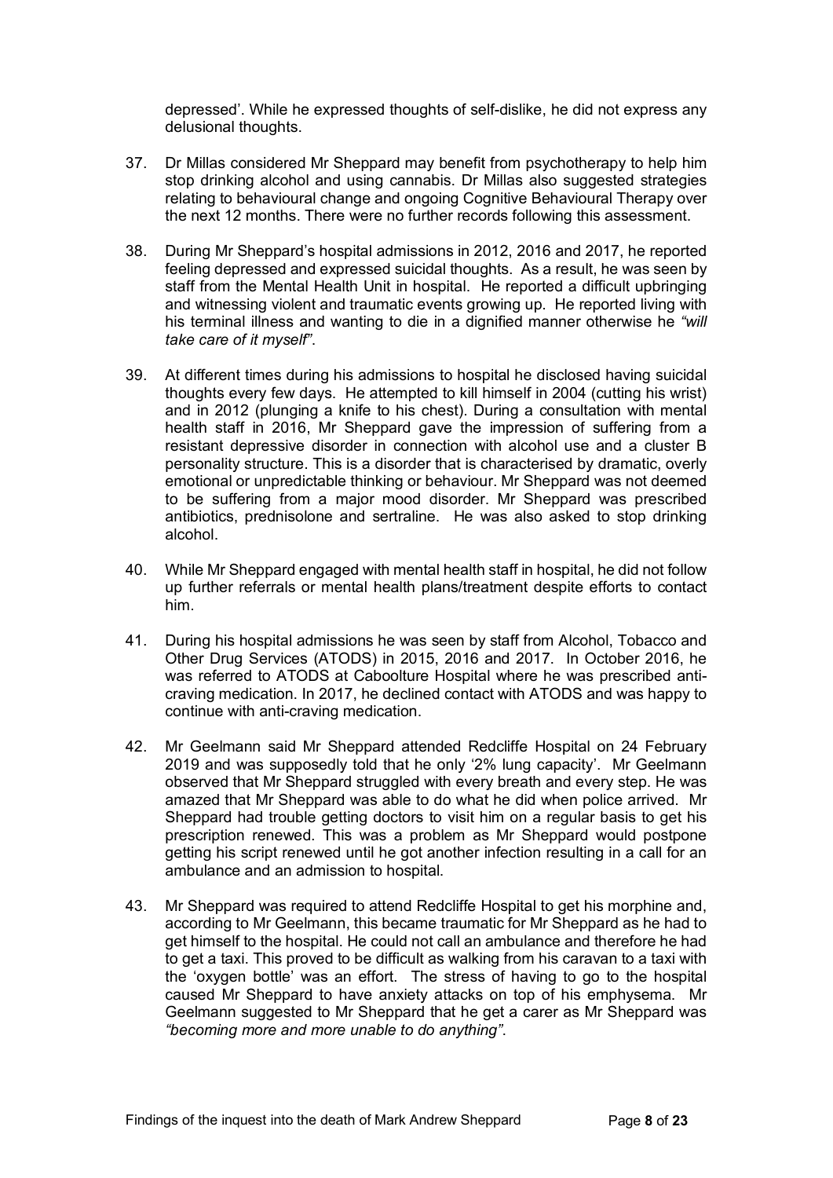depressed'. While he expressed thoughts of self-dislike, he did not express any delusional thoughts.

37. Dr Millas considered Mr Sheppard may benefit from psychotherapy to help him stop drinking alcohol and using cannabis. Dr Millas also suggested strategies relating to behavioural change and ongoing Cognitive Behavioural Therapy over the next 12 months. There were no further records following this assessment.

38. During Mr Sheppard's hospital admissions in 2012, 2016 and 2017, he reported feeling depressed and expressed suicidal thoughts. As a result, he was seen by staff from the Mental Health Unit in hospital. He reported a difficult upbringing and witnessing violent and traumatic events growing up. He reported living with his terminal illness and wanting to die in a dignified manner otherwise he *"will take care of it myself"*.

39. At different times during his admissions to hospital he disclosed having suicidal thoughts every few days. He attempted to kill himself in 2004 (cutting his wrist) and in 2012 (plunging a knife to his chest). During a consultation with mental health staff in 2016, Mr Sheppard gave the impression of suffering from a resistant depressive disorder in connection with alcohol use and a cluster B personality structure. This is a disorder that is characterised by dramatic, overly emotional or unpredictable thinking or behaviour. Mr Sheppard was not deemed to be suffering from a major mood disorder. Mr Sheppard was prescribed antibiotics, prednisolone and sertraline. He was also asked to stop drinking alcohol.

40. While Mr Sheppard engaged with mental health staff in hospital, he did not follow up further referrals or mental health plans/treatment despite efforts to contact him.

41. During his hospital admissions he was seen by staff from Alcohol, Tobacco and Other Drug Services (ATODS) in 2015, 2016 and 2017. In October 2016, he was referred to ATODS at Caboolture Hospital where he was prescribed anti-craving medication. In 2017, he declined contact with ATODS and was happy to continue with anti-craving medication.

42. Mr Geelmann said Mr Sheppard attended Redcliffe Hospital on 24 February 2019 and was supposedly told that he only '2% lung capacity'. Mr Geelmann observed that Mr Sheppard struggled with every breath and every step. He was amazed that Mr Sheppard was able to do what he did when police arrived. Mr Sheppard had trouble getting doctors to visit him on a regular basis to get his prescription renewed. This was a problem as Mr Sheppard would postpone getting his script renewed until he got another infection resulting in a call for an ambulance and an admission to hospital.

43. Mr Sheppard was required to attend Redcliffe Hospital to get his morphine and, according to Mr Geelmann, this became traumatic for Mr Sheppard as he had to get himself to the hospital. He could not call an ambulance and therefore he had to get a taxi. This proved to be difficult as walking from his caravan to a taxi with the 'oxygen bottle' was an effort. The stress of having to go to the hospital caused Mr Sheppard to have anxiety attacks on top of his emphysema. Mr Geelmann suggested to Mr Sheppard that he get a carer as Mr Sheppard was *"becoming more and more unable to do anything"*.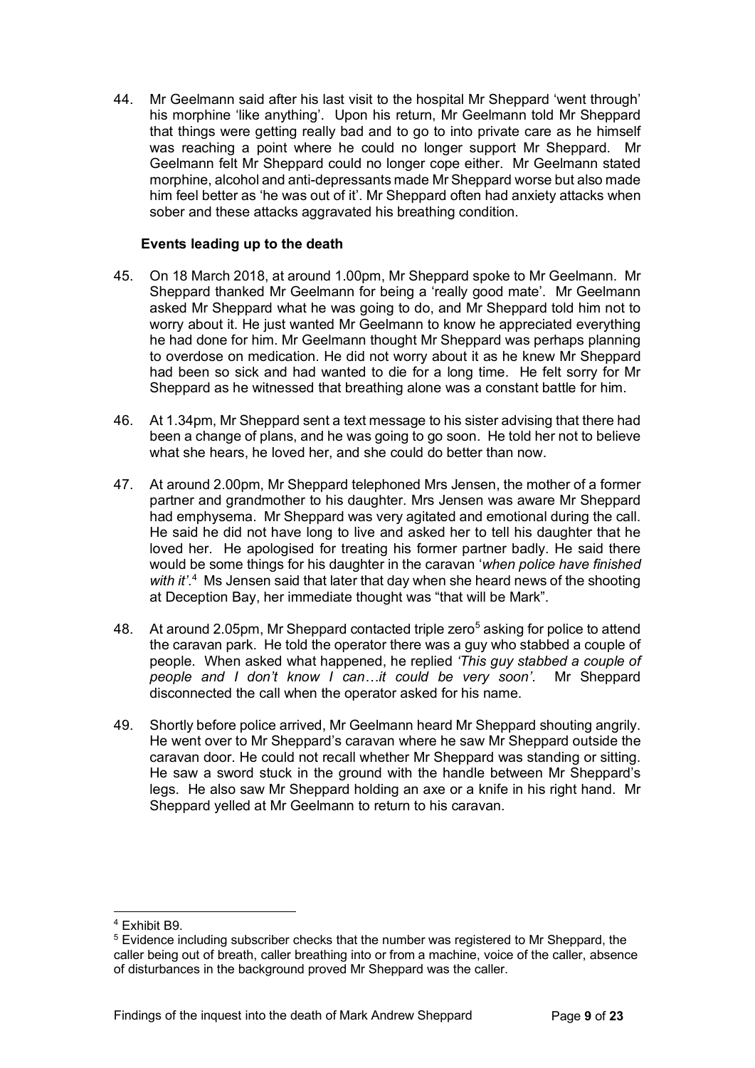44. Mr Geelmann said after his last visit to the hospital Mr Sheppard 'went through' his morphine 'like anything'. Upon his return, Mr Geelmann told Mr Sheppard that things were getting really bad and to go to into private care as he himself was reaching a point where he could no longer support Mr Sheppard. Mr Geelmann felt Mr Sheppard could no longer cope either. Mr Geelmann stated morphine, alcohol and anti-depressants made Mr Sheppard worse but also made him feel better as 'he was out of it'. Mr Sheppard often had anxiety attacks when sober and these attacks aggravated his breathing condition.

### Events leading up to the death

45. On 18 March 2018, at around 1.00pm, Mr Sheppard spoke to Mr Geelmann. Mr Sheppard thanked Mr Geelmann for being a 'really good mate'. Mr Geelmann asked Mr Sheppard what he was going to do, and Mr Sheppard told him not to worry about it. He just wanted Mr Geelmann to know he appreciated everything he had done for him. Mr Geelmann thought Mr Sheppard was perhaps planning to overdose on medication. He did not worry about it as he knew Mr Sheppard had been so sick and had wanted to die for a long time. He felt sorry for Mr Sheppard as he witnessed that breathing alone was a constant battle for him.

46. At 1.34pm, Mr Sheppard sent a text message to his sister advising that there had been a change of plans, and he was going to go soon. He told her not to believe what she hears, he loved her, and she could do better than now.

47. At around 2.00pm, Mr Sheppard telephoned Mrs Jensen, the mother of a former partner and grandmother to his daughter. Mrs Jensen was aware Mr Sheppard had emphysema. Mr Sheppard was very agitated and emotional during the call. He said he did not have long to live and asked her to tell his daughter that he loved her. He apologised for treating his former partner badly. He said there would be some things for his daughter in the caravan '*when police have finished with it'*.[4] Ms Jensen said that later that day when she heard news of the shooting at Deception Bay, her immediate thought was "that will be Mark".

48. At around 2.05pm, Mr Sheppard contacted triple zero[5] asking for police to attend the caravan park. He told the operator there was a guy who stabbed a couple of people. When asked what happened, he replied *'This guy stabbed a couple of people and I don't know I can…it could be very soon'*. Mr Sheppard disconnected the call when the operator asked for his name.

49. Shortly before police arrived, Mr Geelmann heard Mr Sheppard shouting angrily. He went over to Mr Sheppard's caravan where he saw Mr Sheppard outside the caravan door. He could not recall whether Mr Sheppard was standing or sitting. He saw a sword stuck in the ground with the handle between Mr Sheppard's legs. He also saw Mr Sheppard holding an axe or a knife in his right hand. Mr Sheppard yelled at Mr Geelmann to return to his caravan.

---

[4] Exhibit B9.

[5] Evidence including subscriber checks that the number was registered to Mr Sheppard, the caller being out of breath, caller breathing into or from a machine, voice of the caller, absence of disturbances in the background proved Mr Sheppard was the caller.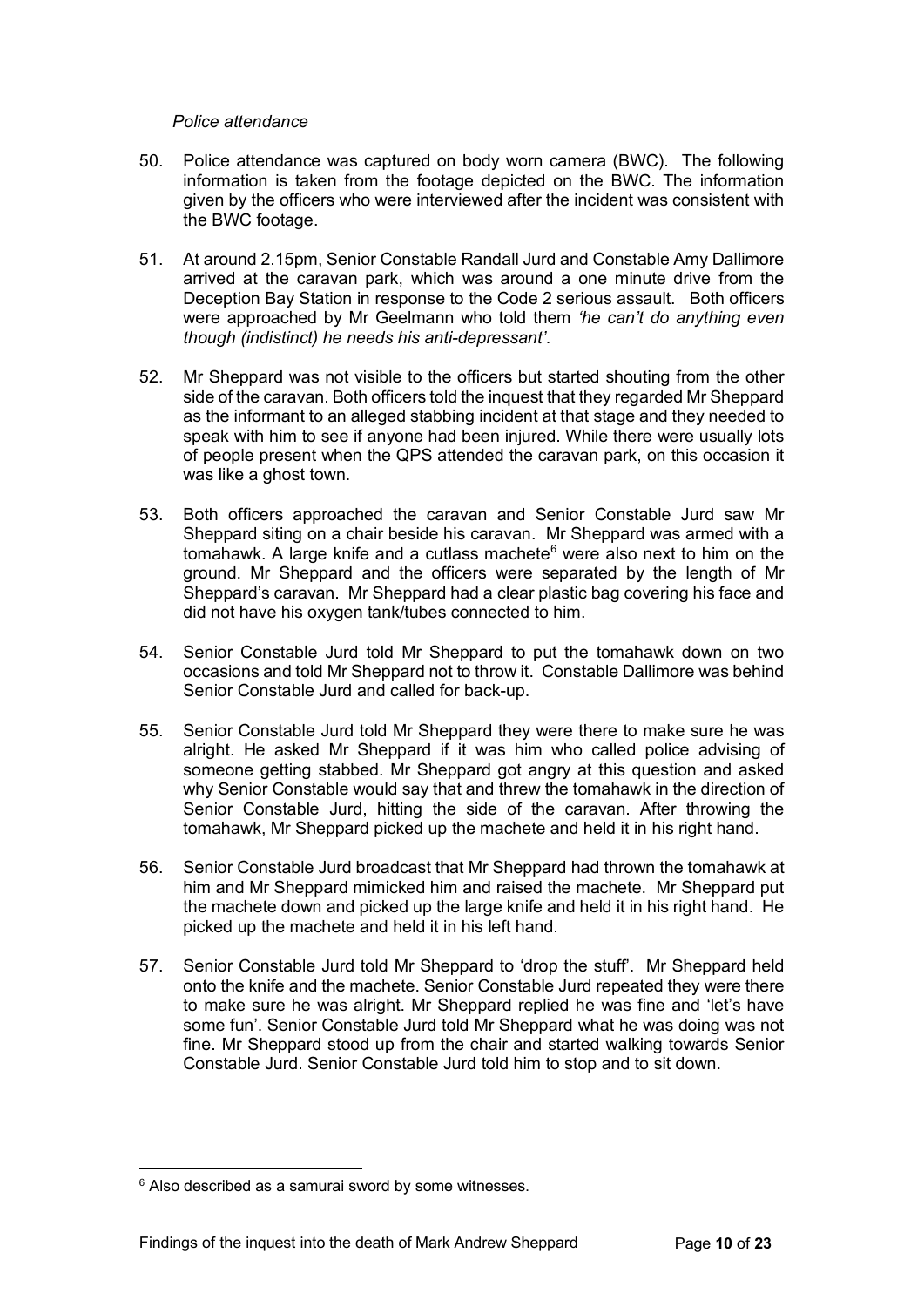*Police attendance*

50. Police attendance was captured on body worn camera (BWC). The following information is taken from the footage depicted on the BWC. The information given by the officers who were interviewed after the incident was consistent with the BWC footage.

51. At around 2.15pm, Senior Constable Randall Jurd and Constable Amy Dallimore arrived at the caravan park, which was around a one minute drive from the Deception Bay Station in response to the Code 2 serious assault. Both officers were approached by Mr Geelmann who told them *'he can't do anything even though (indistinct) he needs his anti-depressant'.*

52. Mr Sheppard was not visible to the officers but started shouting from the other side of the caravan. Both officers told the inquest that they regarded Mr Sheppard as the informant to an alleged stabbing incident at that stage and they needed to speak with him to see if anyone had been injured. While there were usually lots of people present when the QPS attended the caravan park, on this occasion it was like a ghost town.

53. Both officers approached the caravan and Senior Constable Jurd saw Mr Sheppard siting on a chair beside his caravan. Mr Sheppard was armed with a tomahawk. A large knife and a cutlass machete[6] were also next to him on the ground. Mr Sheppard and the officers were separated by the length of Mr Sheppard's caravan. Mr Sheppard had a clear plastic bag covering his face and did not have his oxygen tank/tubes connected to him.

54. Senior Constable Jurd told Mr Sheppard to put the tomahawk down on two occasions and told Mr Sheppard not to throw it. Constable Dallimore was behind Senior Constable Jurd and called for back-up.

55. Senior Constable Jurd told Mr Sheppard they were there to make sure he was alright. He asked Mr Sheppard if it was him who called police advising of someone getting stabbed. Mr Sheppard got angry at this question and asked why Senior Constable would say that and threw the tomahawk in the direction of Senior Constable Jurd, hitting the side of the caravan. After throwing the tomahawk, Mr Sheppard picked up the machete and held it in his right hand.

56. Senior Constable Jurd broadcast that Mr Sheppard had thrown the tomahawk at him and Mr Sheppard mimicked him and raised the machete. Mr Sheppard put the machete down and picked up the large knife and held it in his right hand. He picked up the machete and held it in his left hand.

57. Senior Constable Jurd told Mr Sheppard to 'drop the stuff'. Mr Sheppard held onto the knife and the machete. Senior Constable Jurd repeated they were there to make sure he was alright. Mr Sheppard replied he was fine and 'let's have some fun'. Senior Constable Jurd told Mr Sheppard what he was doing was not fine. Mr Sheppard stood up from the chair and started walking towards Senior Constable Jurd. Senior Constable Jurd told him to stop and to sit down.

---

[6] Also described as a samurai sword by some witnesses.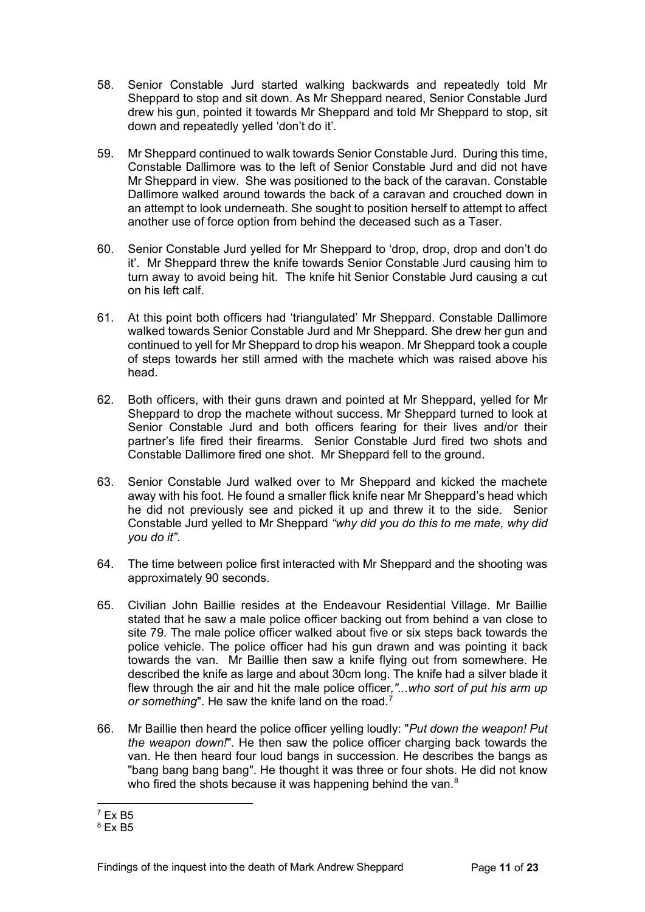58. Senior Constable Jurd started walking backwards and repeatedly told Mr Sheppard to stop and sit down. As Mr Sheppard neared, Senior Constable Jurd drew his gun, pointed it towards Mr Sheppard and told Mr Sheppard to stop, sit down and repeatedly yelled 'don't do it'.

59. Mr Sheppard continued to walk towards Senior Constable Jurd. During this time, Constable Dallimore was to the left of Senior Constable Jurd and did not have Mr Sheppard in view. She was positioned to the back of the caravan. Constable Dallimore walked around towards the back of a caravan and crouched down in an attempt to look underneath. She sought to position herself to attempt to affect another use of force option from behind the deceased such as a Taser.

60. Senior Constable Jurd yelled for Mr Sheppard to 'drop, drop, drop and don't do it'. Mr Sheppard threw the knife towards Senior Constable Jurd causing him to turn away to avoid being hit. The knife hit Senior Constable Jurd causing a cut on his left calf.

61. At this point both officers had 'triangulated' Mr Sheppard. Constable Dallimore walked towards Senior Constable Jurd and Mr Sheppard. She drew her gun and continued to yell for Mr Sheppard to drop his weapon. Mr Sheppard took a couple of steps towards her still armed with the machete which was raised above his head.

62. Both officers, with their guns drawn and pointed at Mr Sheppard, yelled for Mr Sheppard to drop the machete without success. Mr Sheppard turned to look at Senior Constable Jurd and both officers fearing for their lives and/or their partner's life fired their firearms. Senior Constable Jurd fired two shots and Constable Dallimore fired one shot. Mr Sheppard fell to the ground.

63. Senior Constable Jurd walked over to Mr Sheppard and kicked the machete away with his foot. He found a smaller flick knife near Mr Sheppard's head which he did not previously see and picked it up and threw it to the side. Senior Constable Jurd yelled to Mr Sheppard *"why did you do this to me mate, why did you do it"*.

64. The time between police first interacted with Mr Sheppard and the shooting was approximately 90 seconds.

65. Civilian John Baillie resides at the Endeavour Residential Village. Mr Baillie stated that he saw a male police officer backing out from behind a van close to site 79. The male police officer walked about five or six steps back towards the police vehicle. The police officer had his gun drawn and was pointing it back towards the van. Mr Baillie then saw a knife flying out from somewhere. He described the knife as large and about 30cm long. The knife had a silver blade it flew through the air and hit the male police officer*,"...who sort of put his arm up or something*". He saw the knife land on the road.[7]

66. Mr Baillie then heard the police officer yelling loudly: "*Put down the weapon! Put the weapon down!*". He then saw the police officer charging back towards the van. He then heard four loud bangs in succession. He describes the bangs as "bang bang bang bang". He thought it was three or four shots. He did not know who fired the shots because it was happening behind the van.[8]

---

[7] Ex B5

[8] Ex B5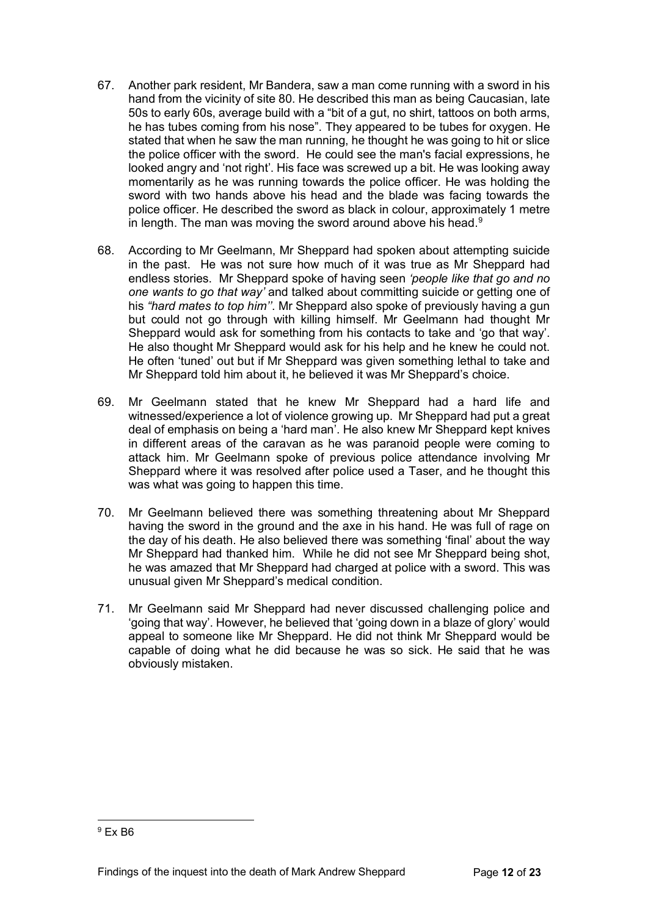67. Another park resident, Mr Bandera, saw a man come running with a sword in his hand from the vicinity of site 80. He described this man as being Caucasian, late 50s to early 60s, average build with a "bit of a gut, no shirt, tattoos on both arms, he has tubes coming from his nose". They appeared to be tubes for oxygen. He stated that when he saw the man running, he thought he was going to hit or slice the police officer with the sword. He could see the man's facial expressions, he looked angry and 'not right'. His face was screwed up a bit. He was looking away momentarily as he was running towards the police officer. He was holding the sword with two hands above his head and the blade was facing towards the police officer. He described the sword as black in colour, approximately 1 metre in length. The man was moving the sword around above his head.[9]

68. According to Mr Geelmann, Mr Sheppard had spoken about attempting suicide in the past. He was not sure how much of it was true as Mr Sheppard had endless stories. Mr Sheppard spoke of having seen *'people like that go and no one wants to go that way'* and talked about committing suicide or getting one of his *"hard mates to top him''*. Mr Sheppard also spoke of previously having a gun but could not go through with killing himself. Mr Geelmann had thought Mr Sheppard would ask for something from his contacts to take and 'go that way'. He also thought Mr Sheppard would ask for his help and he knew he could not. He often 'tuned' out but if Mr Sheppard was given something lethal to take and Mr Sheppard told him about it, he believed it was Mr Sheppard's choice.

69. Mr Geelmann stated that he knew Mr Sheppard had a hard life and witnessed/experience a lot of violence growing up. Mr Sheppard had put a great deal of emphasis on being a 'hard man'. He also knew Mr Sheppard kept knives in different areas of the caravan as he was paranoid people were coming to attack him. Mr Geelmann spoke of previous police attendance involving Mr Sheppard where it was resolved after police used a Taser, and he thought this was what was going to happen this time.

70. Mr Geelmann believed there was something threatening about Mr Sheppard having the sword in the ground and the axe in his hand. He was full of rage on the day of his death. He also believed there was something 'final' about the way Mr Sheppard had thanked him. While he did not see Mr Sheppard being shot, he was amazed that Mr Sheppard had charged at police with a sword. This was unusual given Mr Sheppard's medical condition.

71. Mr Geelmann said Mr Sheppard had never discussed challenging police and 'going that way'. However, he believed that 'going down in a blaze of glory' would appeal to someone like Mr Sheppard. He did not think Mr Sheppard would be capable of doing what he did because he was so sick. He said that he was obviously mistaken.

---

[9] Ex B6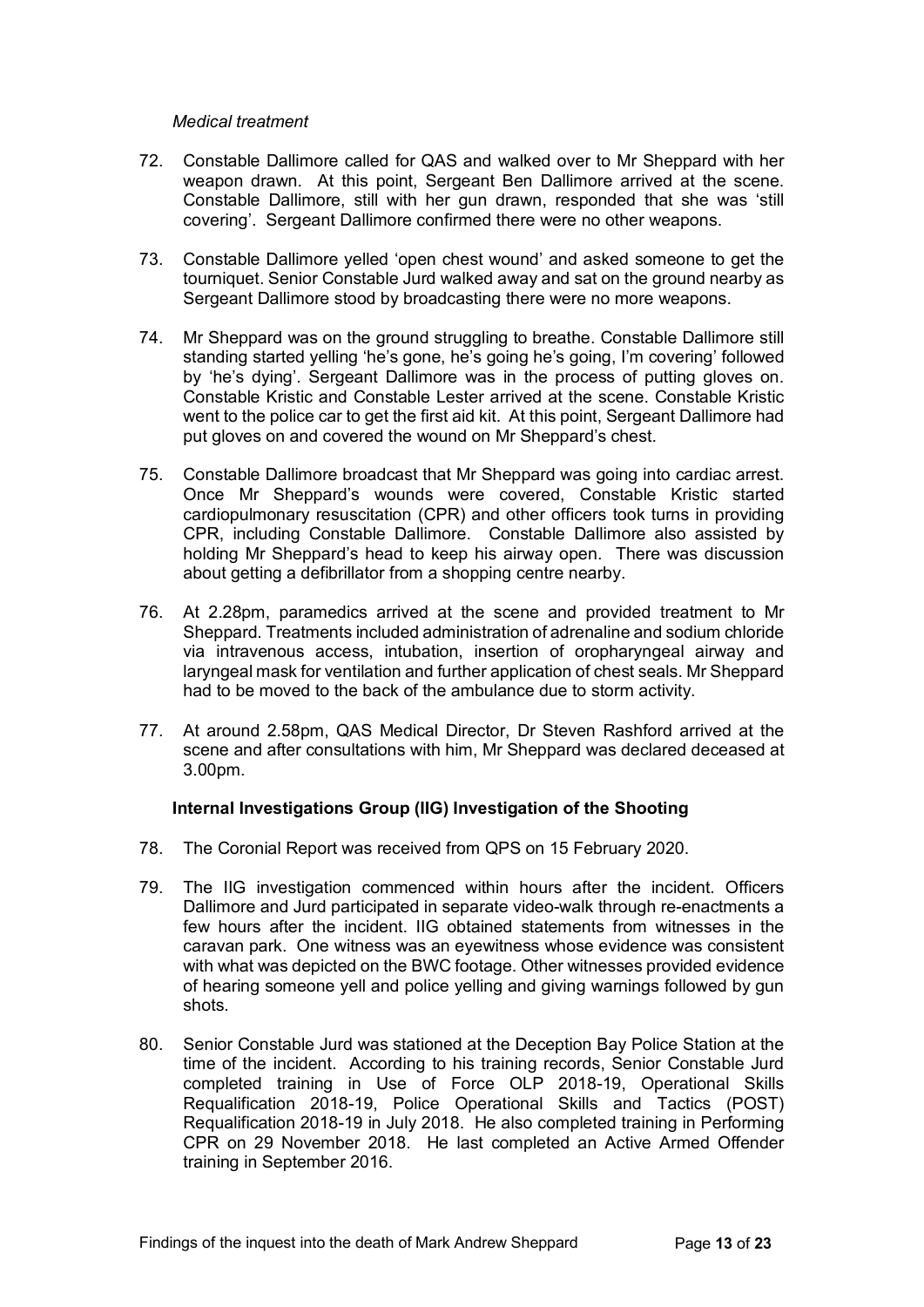*Medical treatment*

72. Constable Dallimore called for QAS and walked over to Mr Sheppard with her weapon drawn. At this point, Sergeant Ben Dallimore arrived at the scene. Constable Dallimore, still with her gun drawn, responded that she was 'still covering'. Sergeant Dallimore confirmed there were no other weapons.

73. Constable Dallimore yelled 'open chest wound' and asked someone to get the tourniquet. Senior Constable Jurd walked away and sat on the ground nearby as Sergeant Dallimore stood by broadcasting there were no more weapons.

74. Mr Sheppard was on the ground struggling to breathe. Constable Dallimore still standing started yelling 'he's gone, he's going he's going, I'm covering' followed by 'he's dying'. Sergeant Dallimore was in the process of putting gloves on. Constable Kristic and Constable Lester arrived at the scene. Constable Kristic went to the police car to get the first aid kit. At this point, Sergeant Dallimore had put gloves on and covered the wound on Mr Sheppard's chest.

75. Constable Dallimore broadcast that Mr Sheppard was going into cardiac arrest. Once Mr Sheppard's wounds were covered, Constable Kristic started cardiopulmonary resuscitation (CPR) and other officers took turns in providing CPR, including Constable Dallimore. Constable Dallimore also assisted by holding Mr Sheppard's head to keep his airway open. There was discussion about getting a defibrillator from a shopping centre nearby.

76. At 2.28pm, paramedics arrived at the scene and provided treatment to Mr Sheppard. Treatments included administration of adrenaline and sodium chloride via intravenous access, intubation, insertion of oropharyngeal airway and laryngeal mask for ventilation and further application of chest seals. Mr Sheppard had to be moved to the back of the ambulance due to storm activity.

77. At around 2.58pm, QAS Medical Director, Dr Steven Rashford arrived at the scene and after consultations with him, Mr Sheppard was declared deceased at 3.00pm.

**Internal Investigations Group (IIG) Investigation of the Shooting**

78. The Coronial Report was received from QPS on 15 February 2020.

79. The IIG investigation commenced within hours after the incident. Officers Dallimore and Jurd participated in separate video-walk through re-enactments a few hours after the incident. IIG obtained statements from witnesses in the caravan park. One witness was an eyewitness whose evidence was consistent with what was depicted on the BWC footage. Other witnesses provided evidence of hearing someone yell and police yelling and giving warnings followed by gun shots.

80. Senior Constable Jurd was stationed at the Deception Bay Police Station at the time of the incident. According to his training records, Senior Constable Jurd completed training in Use of Force OLP 2018-19, Operational Skills Requalification 2018-19, Police Operational Skills and Tactics (POST) Requalification 2018-19 in July 2018. He also completed training in Performing CPR on 29 November 2018. He last completed an Active Armed Offender training in September 2016.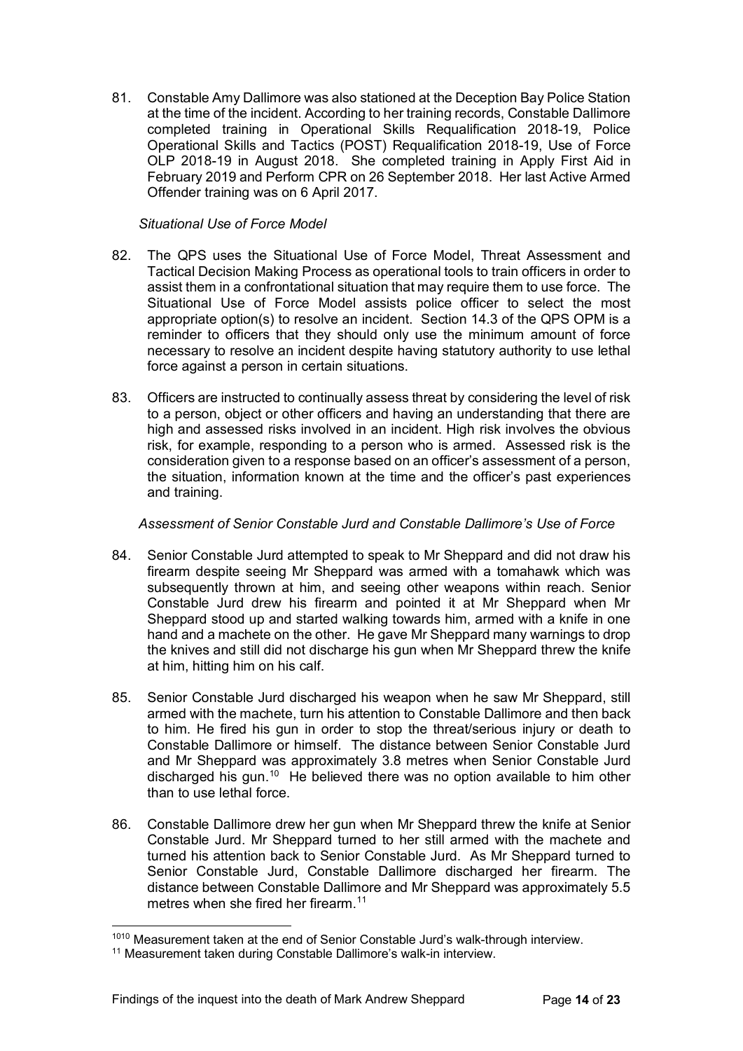81. Constable Amy Dallimore was also stationed at the Deception Bay Police Station at the time of the incident. According to her training records, Constable Dallimore completed training in Operational Skills Requalification 2018-19, Police Operational Skills and Tactics (POST) Requalification 2018-19, Use of Force OLP 2018-19 in August 2018. She completed training in Apply First Aid in February 2019 and Perform CPR on 26 September 2018. Her last Active Armed Offender training was on 6 April 2017.

*Situational Use of Force Model*

82. The QPS uses the Situational Use of Force Model, Threat Assessment and Tactical Decision Making Process as operational tools to train officers in order to assist them in a confrontational situation that may require them to use force. The Situational Use of Force Model assists police officer to select the most appropriate option(s) to resolve an incident. Section 14.3 of the QPS OPM is a reminder to officers that they should only use the minimum amount of force necessary to resolve an incident despite having statutory authority to use lethal force against a person in certain situations.

83. Officers are instructed to continually assess threat by considering the level of risk to a person, object or other officers and having an understanding that there are high and assessed risks involved in an incident. High risk involves the obvious risk, for example, responding to a person who is armed. Assessed risk is the consideration given to a response based on an officer's assessment of a person, the situation, information known at the time and the officer's past experiences and training.

*Assessment of Senior Constable Jurd and Constable Dallimore's Use of Force*

84. Senior Constable Jurd attempted to speak to Mr Sheppard and did not draw his firearm despite seeing Mr Sheppard was armed with a tomahawk which was subsequently thrown at him, and seeing other weapons within reach. Senior Constable Jurd drew his firearm and pointed it at Mr Sheppard when Mr Sheppard stood up and started walking towards him, armed with a knife in one hand and a machete on the other. He gave Mr Sheppard many warnings to drop the knives and still did not discharge his gun when Mr Sheppard threw the knife at him, hitting him on his calf.

85. Senior Constable Jurd discharged his weapon when he saw Mr Sheppard, still armed with the machete, turn his attention to Constable Dallimore and then back to him. He fired his gun in order to stop the threat/serious injury or death to Constable Dallimore or himself. The distance between Senior Constable Jurd and Mr Sheppard was approximately 3.8 metres when Senior Constable Jurd discharged his gun.[10] He believed there was no option available to him other than to use lethal force.

86. Constable Dallimore drew her gun when Mr Sheppard threw the knife at Senior Constable Jurd. Mr Sheppard turned to her still armed with the machete and turned his attention back to Senior Constable Jurd. As Mr Sheppard turned to Senior Constable Jurd, Constable Dallimore discharged her firearm. The distance between Constable Dallimore and Mr Sheppard was approximately 5.5 metres when she fired her firearm.[11]

---

[10] Measurement taken at the end of Senior Constable Jurd's walk-through interview.

[11] Measurement taken during Constable Dallimore's walk-in interview.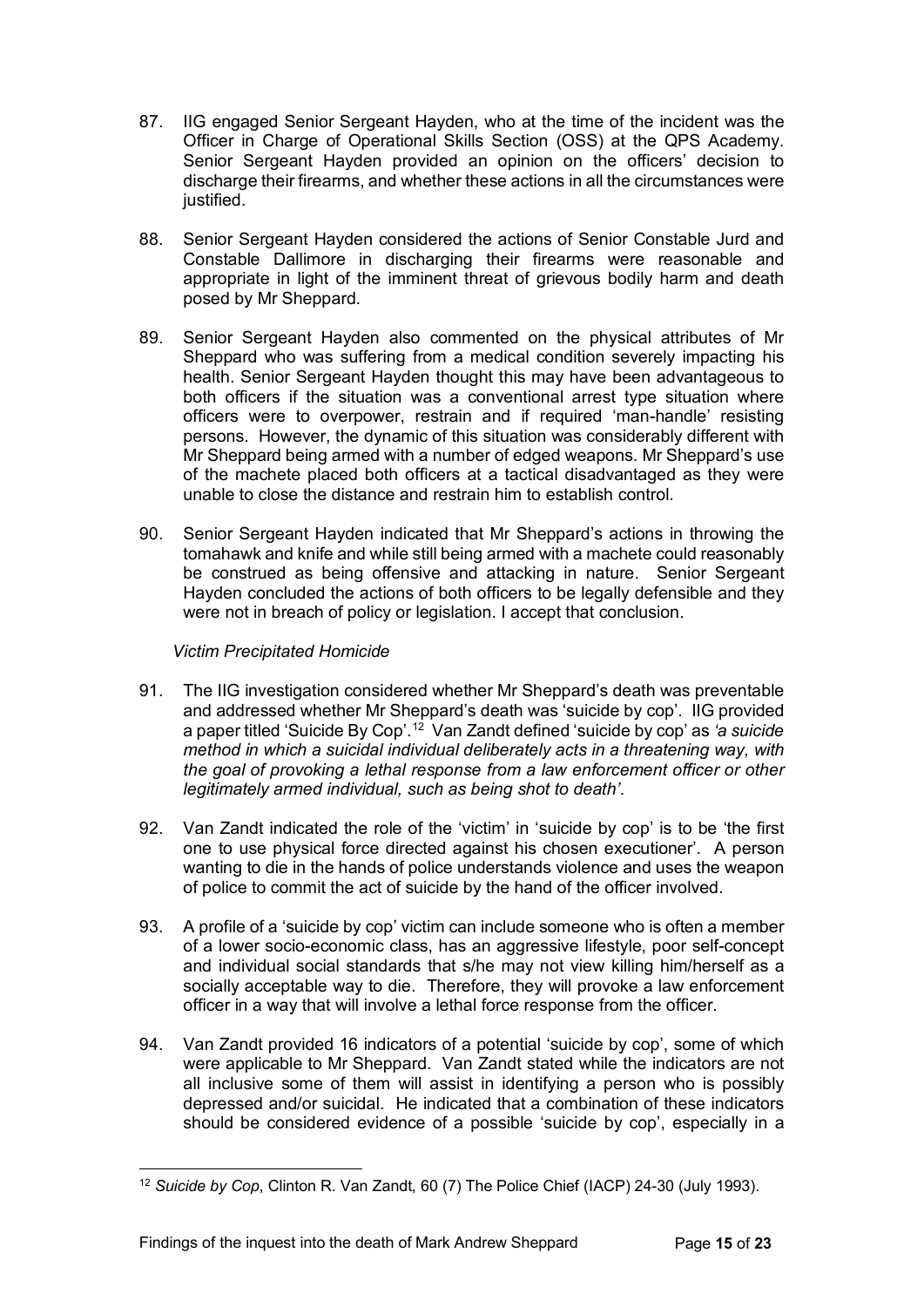87. IIG engaged Senior Sergeant Hayden, who at the time of the incident was the Officer in Charge of Operational Skills Section (OSS) at the QPS Academy. Senior Sergeant Hayden provided an opinion on the officers' decision to discharge their firearms, and whether these actions in all the circumstances were justified.

88. Senior Sergeant Hayden considered the actions of Senior Constable Jurd and Constable Dallimore in discharging their firearms were reasonable and appropriate in light of the imminent threat of grievous bodily harm and death posed by Mr Sheppard.

89. Senior Sergeant Hayden also commented on the physical attributes of Mr Sheppard who was suffering from a medical condition severely impacting his health. Senior Sergeant Hayden thought this may have been advantageous to both officers if the situation was a conventional arrest type situation where officers were to overpower, restrain and if required 'man-handle' resisting persons. However, the dynamic of this situation was considerably different with Mr Sheppard being armed with a number of edged weapons. Mr Sheppard's use of the machete placed both officers at a tactical disadvantaged as they were unable to close the distance and restrain him to establish control.

90. Senior Sergeant Hayden indicated that Mr Sheppard's actions in throwing the tomahawk and knife and while still being armed with a machete could reasonably be construed as being offensive and attacking in nature. Senior Sergeant Hayden concluded the actions of both officers to be legally defensible and they were not in breach of policy or legislation. I accept that conclusion.

*Victim Precipitated Homicide*

91. The IIG investigation considered whether Mr Sheppard's death was preventable and addressed whether Mr Sheppard's death was 'suicide by cop'. IIG provided a paper titled 'Suicide By Cop'.[12] Van Zandt defined 'suicide by cop' as *'a suicide method in which a suicidal individual deliberately acts in a threatening way, with the goal of provoking a lethal response from a law enforcement officer or other legitimately armed individual, such as being shot to death'*.

92. Van Zandt indicated the role of the 'victim' in 'suicide by cop' is to be 'the first one to use physical force directed against his chosen executioner'. A person wanting to die in the hands of police understands violence and uses the weapon of police to commit the act of suicide by the hand of the officer involved.

93. A profile of a 'suicide by cop' victim can include someone who is often a member of a lower socio-economic class, has an aggressive lifestyle, poor self-concept and individual social standards that s/he may not view killing him/herself as a socially acceptable way to die. Therefore, they will provoke a law enforcement officer in a way that will involve a lethal force response from the officer.

94. Van Zandt provided 16 indicators of a potential 'suicide by cop', some of which were applicable to Mr Sheppard. Van Zandt stated while the indicators are not all inclusive some of them will assist in identifying a person who is possibly depressed and/or suicidal. He indicated that a combination of these indicators should be considered evidence of a possible 'suicide by cop', especially in a

---

[12] *Suicide by Cop*, Clinton R. Van Zandt, 60 (7) The Police Chief (IACP) 24-30 (July 1993).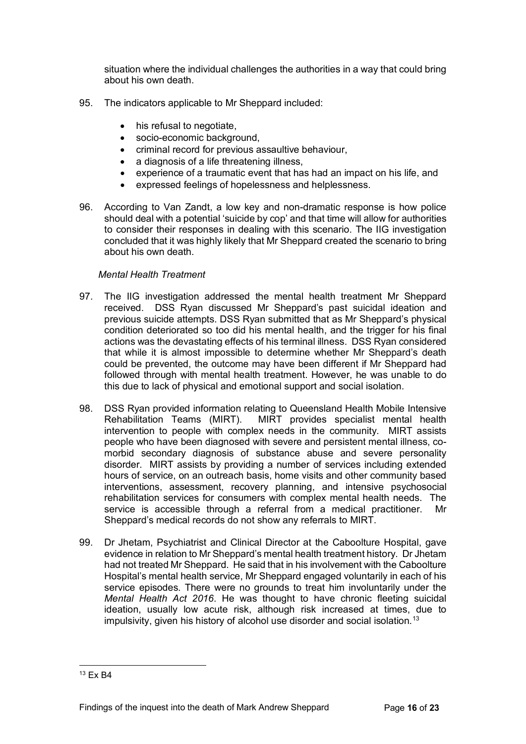situation where the individual challenges the authorities in a way that could bring about his own death.

95. The indicators applicable to Mr Sheppard included:

- his refusal to negotiate,
- socio-economic background,
- criminal record for previous assaultive behaviour,
- a diagnosis of a life threatening illness,
- experience of a traumatic event that has had an impact on his life, and
- expressed feelings of hopelessness and helplessness.

96. According to Van Zandt, a low key and non-dramatic response is how police should deal with a potential 'suicide by cop' and that time will allow for authorities to consider their responses in dealing with this scenario. The IIG investigation concluded that it was highly likely that Mr Sheppard created the scenario to bring about his own death.

*Mental Health Treatment*

97. The IIG investigation addressed the mental health treatment Mr Sheppard received. DSS Ryan discussed Mr Sheppard's past suicidal ideation and previous suicide attempts. DSS Ryan submitted that as Mr Sheppard's physical condition deteriorated so too did his mental health, and the trigger for his final actions was the devastating effects of his terminal illness. DSS Ryan considered that while it is almost impossible to determine whether Mr Sheppard's death could be prevented, the outcome may have been different if Mr Sheppard had followed through with mental health treatment. However, he was unable to do this due to lack of physical and emotional support and social isolation.

98. DSS Ryan provided information relating to Queensland Health Mobile Intensive Rehabilitation Teams (MIRT). MIRT provides specialist mental health intervention to people with complex needs in the community. MIRT assists people who have been diagnosed with severe and persistent mental illness, co-morbid secondary diagnosis of substance abuse and severe personality disorder. MIRT assists by providing a number of services including extended hours of service, on an outreach basis, home visits and other community based interventions, assessment, recovery planning, and intensive psychosocial rehabilitation services for consumers with complex mental health needs. The service is accessible through a referral from a medical practitioner. Mr Sheppard's medical records do not show any referrals to MIRT.

99. Dr Jhetam, Psychiatrist and Clinical Director at the Caboolture Hospital, gave evidence in relation to Mr Sheppard's mental health treatment history. Dr Jhetam had not treated Mr Sheppard. He said that in his involvement with the Caboolture Hospital's mental health service, Mr Sheppard engaged voluntarily in each of his service episodes. There were no grounds to treat him involuntarily under the *Mental Health Act 2016*. He was thought to have chronic fleeting suicidal ideation, usually low acute risk, although risk increased at times, due to impulsivity, given his history of alcohol use disorder and social isolation.[13]

[13] Ex B4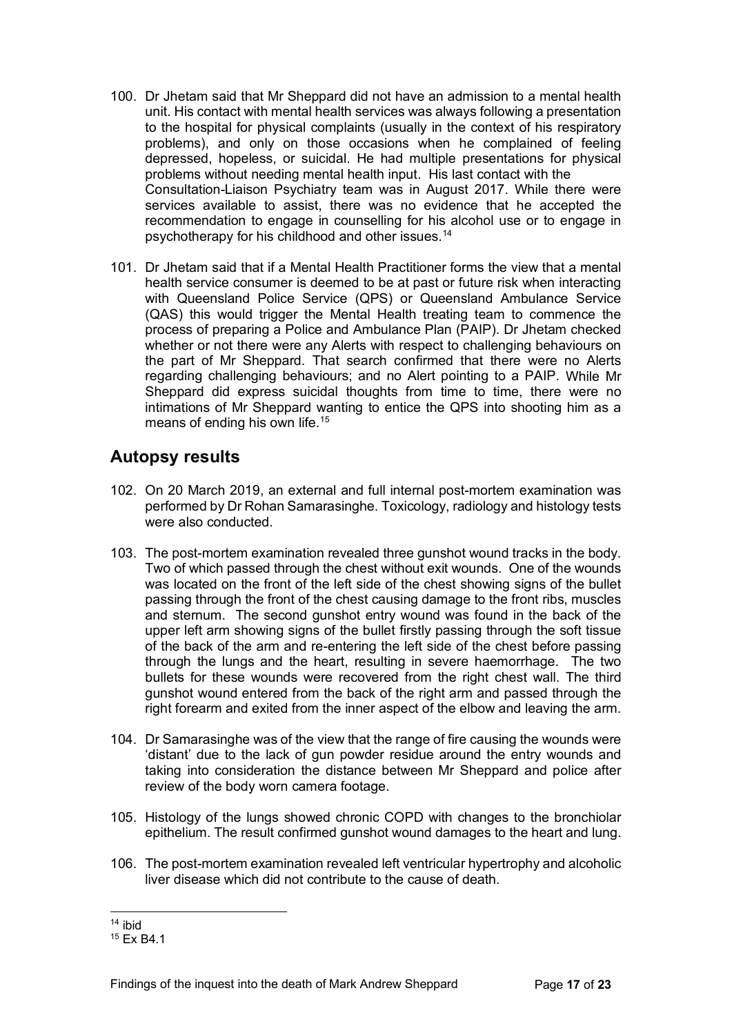100. Dr Jhetam said that Mr Sheppard did not have an admission to a mental health unit. His contact with mental health services was always following a presentation to the hospital for physical complaints (usually in the context of his respiratory problems), and only on those occasions when he complained of feeling depressed, hopeless, or suicidal. He had multiple presentations for physical problems without needing mental health input. His last contact with the Consultation-Liaison Psychiatry team was in August 2017. While there were services available to assist, there was no evidence that he accepted the recommendation to engage in counselling for his alcohol use or to engage in psychotherapy for his childhood and other issues.[14]

101. Dr Jhetam said that if a Mental Health Practitioner forms the view that a mental health service consumer is deemed to be at past or future risk when interacting with Queensland Police Service (QPS) or Queensland Ambulance Service (QAS) this would trigger the Mental Health treating team to commence the process of preparing a Police and Ambulance Plan (PAIP). Dr Jhetam checked whether or not there were any Alerts with respect to challenging behaviours on the part of Mr Sheppard. That search confirmed that there were no Alerts regarding challenging behaviours; and no Alert pointing to a PAIP. While Mr Sheppard did express suicidal thoughts from time to time, there were no intimations of Mr Sheppard wanting to entice the QPS into shooting him as a means of ending his own life.[15]

## Autopsy results

102. On 20 March 2019, an external and full internal post-mortem examination was performed by Dr Rohan Samarasinghe. Toxicology, radiology and histology tests were also conducted.

103. The post-mortem examination revealed three gunshot wound tracks in the body. Two of which passed through the chest without exit wounds. One of the wounds was located on the front of the left side of the chest showing signs of the bullet passing through the front of the chest causing damage to the front ribs, muscles and sternum. The second gunshot entry wound was found in the back of the upper left arm showing signs of the bullet firstly passing through the soft tissue of the back of the arm and re-entering the left side of the chest before passing through the lungs and the heart, resulting in severe haemorrhage. The two bullets for these wounds were recovered from the right chest wall. The third gunshot wound entered from the back of the right arm and passed through the right forearm and exited from the inner aspect of the elbow and leaving the arm.

104. Dr Samarasinghe was of the view that the range of fire causing the wounds were 'distant' due to the lack of gun powder residue around the entry wounds and taking into consideration the distance between Mr Sheppard and police after review of the body worn camera footage.

105. Histology of the lungs showed chronic COPD with changes to the bronchiolar epithelium. The result confirmed gunshot wound damages to the heart and lung.

106. The post-mortem examination revealed left ventricular hypertrophy and alcoholic liver disease which did not contribute to the cause of death.

---

[14] ibid

[15] Ex B4.1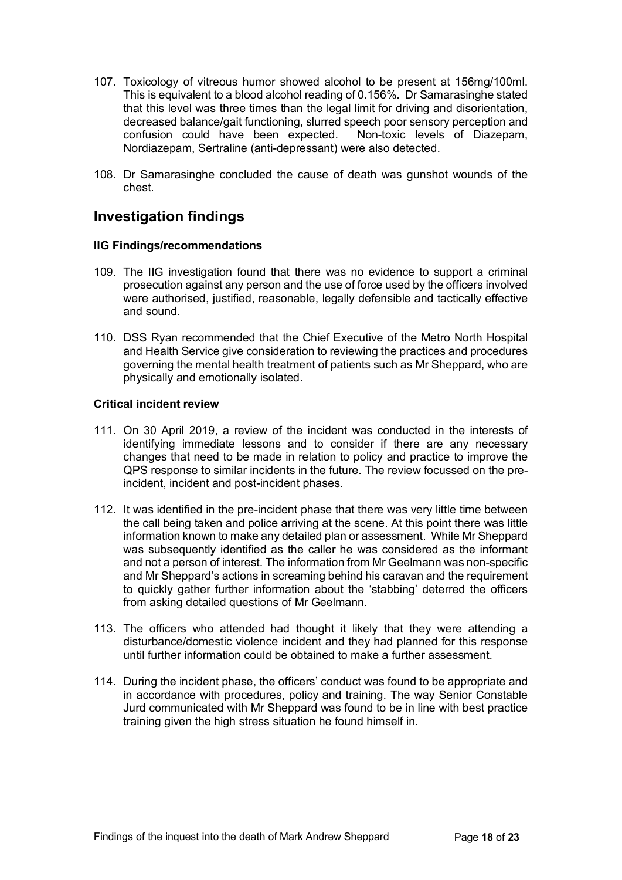107. Toxicology of vitreous humor showed alcohol to be present at 156mg/100ml. This is equivalent to a blood alcohol reading of 0.156%. Dr Samarasinghe stated that this level was three times than the legal limit for driving and disorientation, decreased balance/gait functioning, slurred speech poor sensory perception and confusion could have been expected. Non-toxic levels of Diazepam, Nordiazepam, Sertraline (anti-depressant) were also detected.

108. Dr Samarasinghe concluded the cause of death was gunshot wounds of the chest.

## Investigation findings

### IIG Findings/recommendations

109. The IIG investigation found that there was no evidence to support a criminal prosecution against any person and the use of force used by the officers involved were authorised, justified, reasonable, legally defensible and tactically effective and sound.

110. DSS Ryan recommended that the Chief Executive of the Metro North Hospital and Health Service give consideration to reviewing the practices and procedures governing the mental health treatment of patients such as Mr Sheppard, who are physically and emotionally isolated.

### Critical incident review

111. On 30 April 2019, a review of the incident was conducted in the interests of identifying immediate lessons and to consider if there are any necessary changes that need to be made in relation to policy and practice to improve the QPS response to similar incidents in the future. The review focussed on the pre-incident, incident and post-incident phases.

112. It was identified in the pre-incident phase that there was very little time between the call being taken and police arriving at the scene. At this point there was little information known to make any detailed plan or assessment. While Mr Sheppard was subsequently identified as the caller he was considered as the informant and not a person of interest. The information from Mr Geelmann was non-specific and Mr Sheppard's actions in screaming behind his caravan and the requirement to quickly gather further information about the 'stabbing' deterred the officers from asking detailed questions of Mr Geelmann.

113. The officers who attended had thought it likely that they were attending a disturbance/domestic violence incident and they had planned for this response until further information could be obtained to make a further assessment.

114. During the incident phase, the officers' conduct was found to be appropriate and in accordance with procedures, policy and training. The way Senior Constable Jurd communicated with Mr Sheppard was found to be in line with best practice training given the high stress situation he found himself in.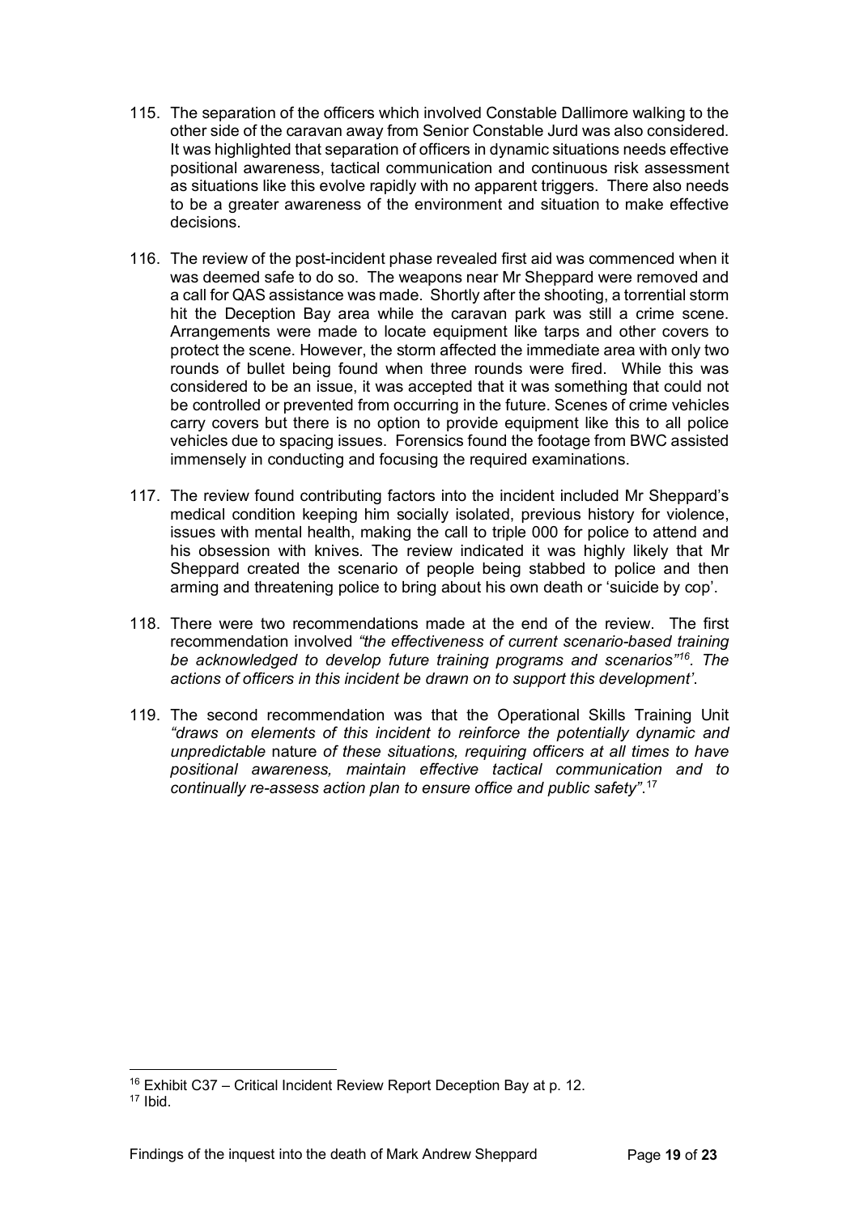115. The separation of the officers which involved Constable Dallimore walking to the other side of the caravan away from Senior Constable Jurd was also considered. It was highlighted that separation of officers in dynamic situations needs effective positional awareness, tactical communication and continuous risk assessment as situations like this evolve rapidly with no apparent triggers. There also needs to be a greater awareness of the environment and situation to make effective decisions.

116. The review of the post-incident phase revealed first aid was commenced when it was deemed safe to do so. The weapons near Mr Sheppard were removed and a call for QAS assistance was made. Shortly after the shooting, a torrential storm hit the Deception Bay area while the caravan park was still a crime scene. Arrangements were made to locate equipment like tarps and other covers to protect the scene. However, the storm affected the immediate area with only two rounds of bullet being found when three rounds were fired. While this was considered to be an issue, it was accepted that it was something that could not be controlled or prevented from occurring in the future. Scenes of crime vehicles carry covers but there is no option to provide equipment like this to all police vehicles due to spacing issues. Forensics found the footage from BWC assisted immensely in conducting and focusing the required examinations.

117. The review found contributing factors into the incident included Mr Sheppard's medical condition keeping him socially isolated, previous history for violence, issues with mental health, making the call to triple 000 for police to attend and his obsession with knives. The review indicated it was highly likely that Mr Sheppard created the scenario of people being stabbed to police and then arming and threatening police to bring about his own death or 'suicide by cop'.

118. There were two recommendations made at the end of the review. The first recommendation involved *"the effectiveness of current scenario-based training be acknowledged to develop future training programs and scenarios"*[16]*. The actions of officers in this incident be drawn on to support this development'*.

119. The second recommendation was that the Operational Skills Training Unit *"draws on elements of this incident to reinforce the potentially dynamic and unpredictable* nature *of these situations, requiring officers at all times to have positional awareness, maintain effective tactical communication and to continually re-assess action plan to ensure office and public safety"*.[17]

---

[16] Exhibit C37 – Critical Incident Review Report Deception Bay at p. 12.

[17] Ibid.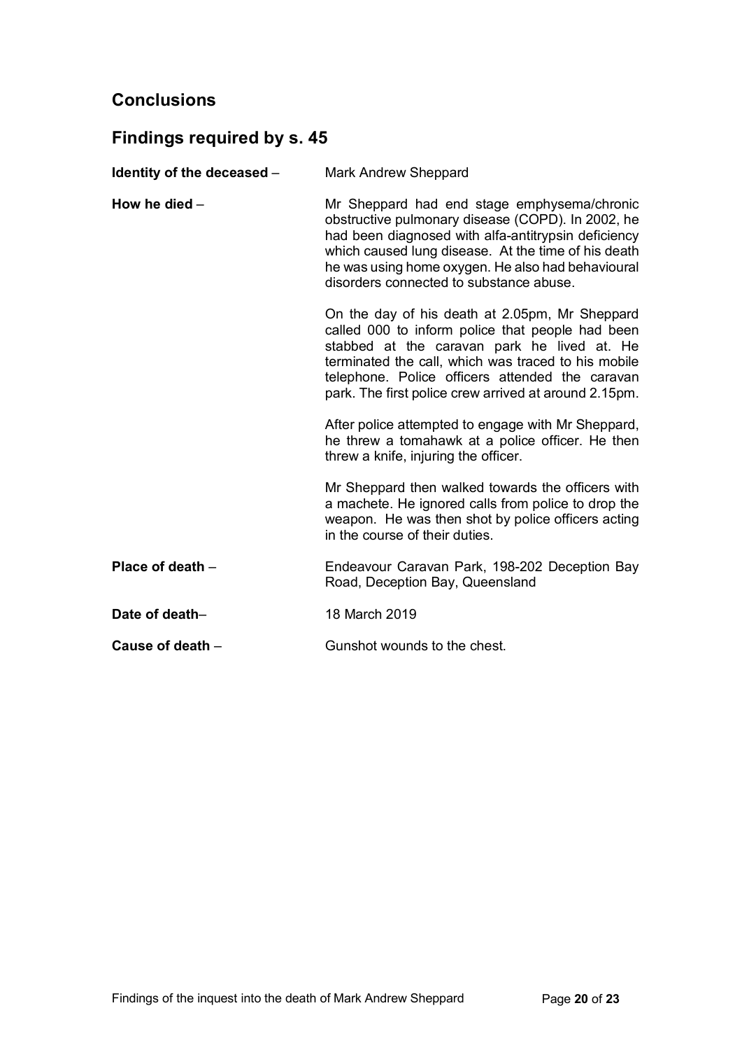## Conclusions

## Findings required by s. 45

**Identity of the deceased** – Mark Andrew Sheppard

**How he died** – Mr Sheppard had end stage emphysema/chronic obstructive pulmonary disease (COPD). In 2002, he had been diagnosed with alfa-antitrypsin deficiency which caused lung disease. At the time of his death he was using home oxygen. He also had behavioural disorders connected to substance abuse.

On the day of his death at 2.05pm, Mr Sheppard called 000 to inform police that people had been stabbed at the caravan park he lived at. He terminated the call, which was traced to his mobile telephone. Police officers attended the caravan park. The first police crew arrived at around 2.15pm.

After police attempted to engage with Mr Sheppard, he threw a tomahawk at a police officer. He then threw a knife, injuring the officer.

Mr Sheppard then walked towards the officers with a machete. He ignored calls from police to drop the weapon. He was then shot by police officers acting in the course of their duties.

**Place of death** – Endeavour Caravan Park, 198-202 Deception Bay Road, Deception Bay, Queensland

**Date of death**– 18 March 2019

**Cause of death** – Gunshot wounds to the chest.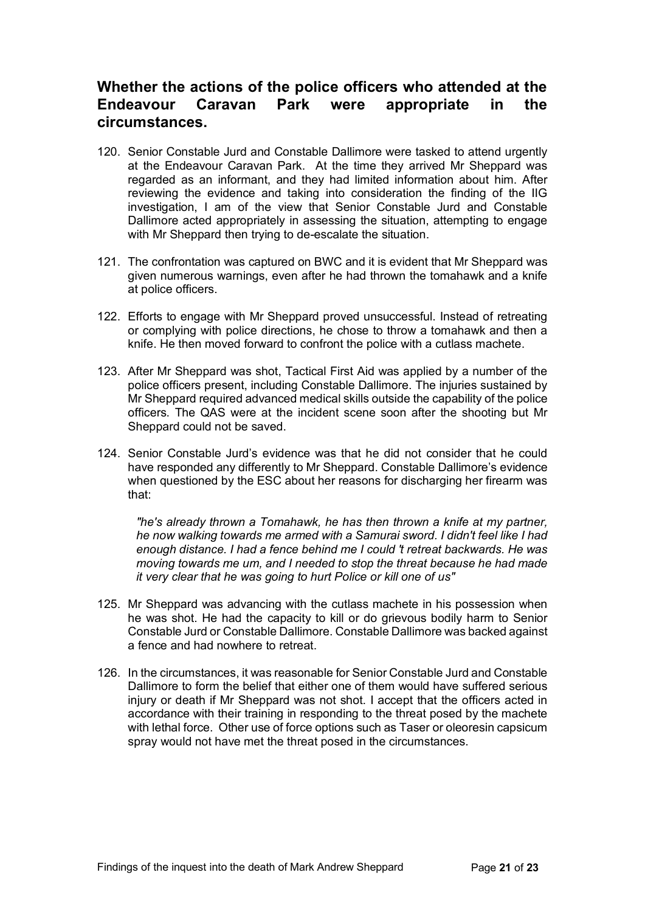## Whether the actions of the police officers who attended at the Endeavour Caravan Park were appropriate in the circumstances.

120. Senior Constable Jurd and Constable Dallimore were tasked to attend urgently at the Endeavour Caravan Park. At the time they arrived Mr Sheppard was regarded as an informant, and they had limited information about him. After reviewing the evidence and taking into consideration the finding of the IIG investigation, I am of the view that Senior Constable Jurd and Constable Dallimore acted appropriately in assessing the situation, attempting to engage with Mr Sheppard then trying to de-escalate the situation.

121. The confrontation was captured on BWC and it is evident that Mr Sheppard was given numerous warnings, even after he had thrown the tomahawk and a knife at police officers.

122. Efforts to engage with Mr Sheppard proved unsuccessful. Instead of retreating or complying with police directions, he chose to throw a tomahawk and then a knife. He then moved forward to confront the police with a cutlass machete.

123. After Mr Sheppard was shot, Tactical First Aid was applied by a number of the police officers present, including Constable Dallimore. The injuries sustained by Mr Sheppard required advanced medical skills outside the capability of the police officers. The QAS were at the incident scene soon after the shooting but Mr Sheppard could not be saved.

124. Senior Constable Jurd's evidence was that he did not consider that he could have responded any differently to Mr Sheppard. Constable Dallimore's evidence when questioned by the ESC about her reasons for discharging her firearm was that:

    *"he's already thrown a Tomahawk, he has then thrown a knife at my partner, he now walking towards me armed with a Samurai sword. I didn't feel like I had enough distance. I had a fence behind me I could 't retreat backwards. He was moving towards me um, and I needed to stop the threat because he had made it very clear that he was going to hurt Police or kill one of us"*

125. Mr Sheppard was advancing with the cutlass machete in his possession when he was shot. He had the capacity to kill or do grievous bodily harm to Senior Constable Jurd or Constable Dallimore. Constable Dallimore was backed against a fence and had nowhere to retreat.

126. In the circumstances, it was reasonable for Senior Constable Jurd and Constable Dallimore to form the belief that either one of them would have suffered serious injury or death if Mr Sheppard was not shot. I accept that the officers acted in accordance with their training in responding to the threat posed by the machete with lethal force. Other use of force options such as Taser or oleoresin capsicum spray would not have met the threat posed in the circumstances.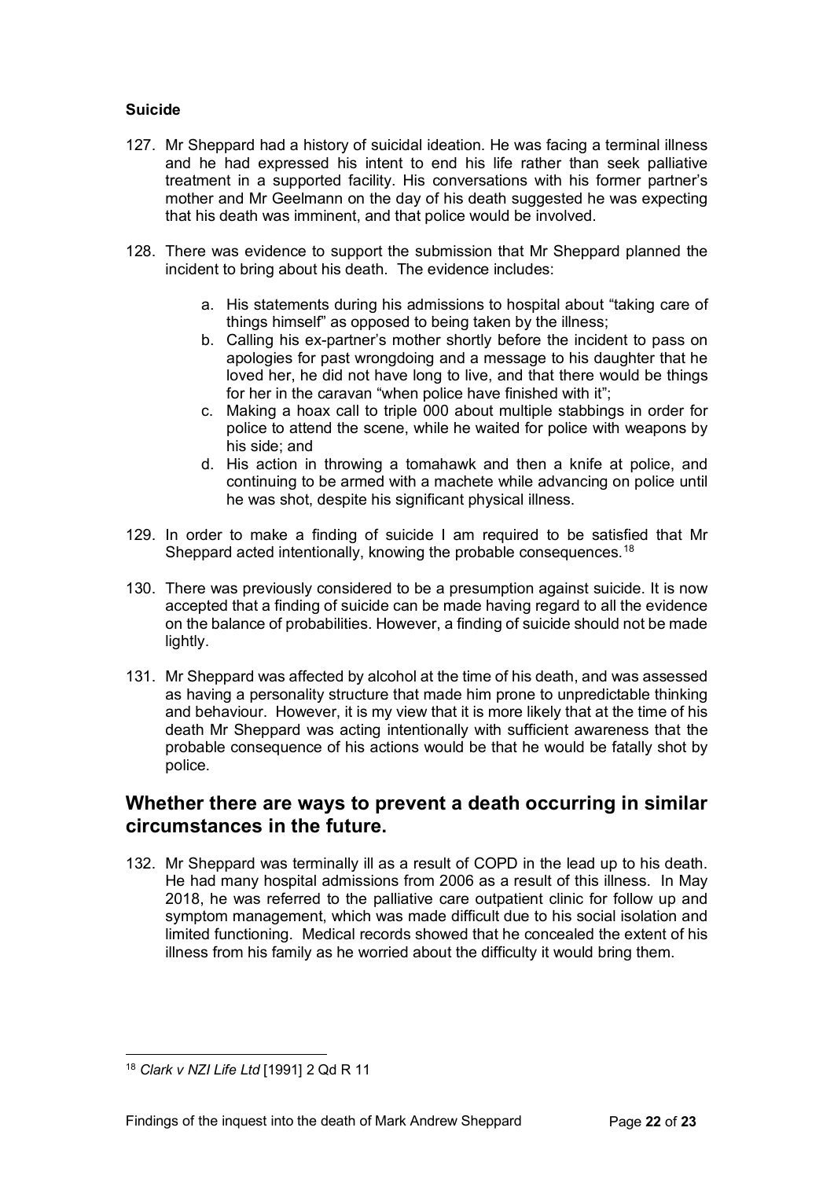**Suicide**

127. Mr Sheppard had a history of suicidal ideation. He was facing a terminal illness and he had expressed his intent to end his life rather than seek palliative treatment in a supported facility. His conversations with his former partner's mother and Mr Geelmann on the day of his death suggested he was expecting that his death was imminent, and that police would be involved.

128. There was evidence to support the submission that Mr Sheppard planned the incident to bring about his death. The evidence includes:

    a. His statements during his admissions to hospital about "taking care of things himself" as opposed to being taken by the illness;
    b. Calling his ex-partner's mother shortly before the incident to pass on apologies for past wrongdoing and a message to his daughter that he loved her, he did not have long to live, and that there would be things for her in the caravan "when police have finished with it";
    c. Making a hoax call to triple 000 about multiple stabbings in order for police to attend the scene, while he waited for police with weapons by his side; and
    d. His action in throwing a tomahawk and then a knife at police, and continuing to be armed with a machete while advancing on police until he was shot, despite his significant physical illness.

129. In order to make a finding of suicide I am required to be satisfied that Mr Sheppard acted intentionally, knowing the probable consequences.[18]

130. There was previously considered to be a presumption against suicide. It is now accepted that a finding of suicide can be made having regard to all the evidence on the balance of probabilities. However, a finding of suicide should not be made lightly.

131. Mr Sheppard was affected by alcohol at the time of his death, and was assessed as having a personality structure that made him prone to unpredictable thinking and behaviour. However, it is my view that it is more likely that at the time of his death Mr Sheppard was acting intentionally with sufficient awareness that the probable consequence of his actions would be that he would be fatally shot by police.

## Whether there are ways to prevent a death occurring in similar circumstances in the future.

132. Mr Sheppard was terminally ill as a result of COPD in the lead up to his death. He had many hospital admissions from 2006 as a result of this illness. In May 2018, he was referred to the palliative care outpatient clinic for follow up and symptom management, which was made difficult due to his social isolation and limited functioning. Medical records showed that he concealed the extent of his illness from his family as he worried about the difficulty it would bring them.

---

[18] *Clark v NZI Life Ltd* [1991] 2 Qd R 11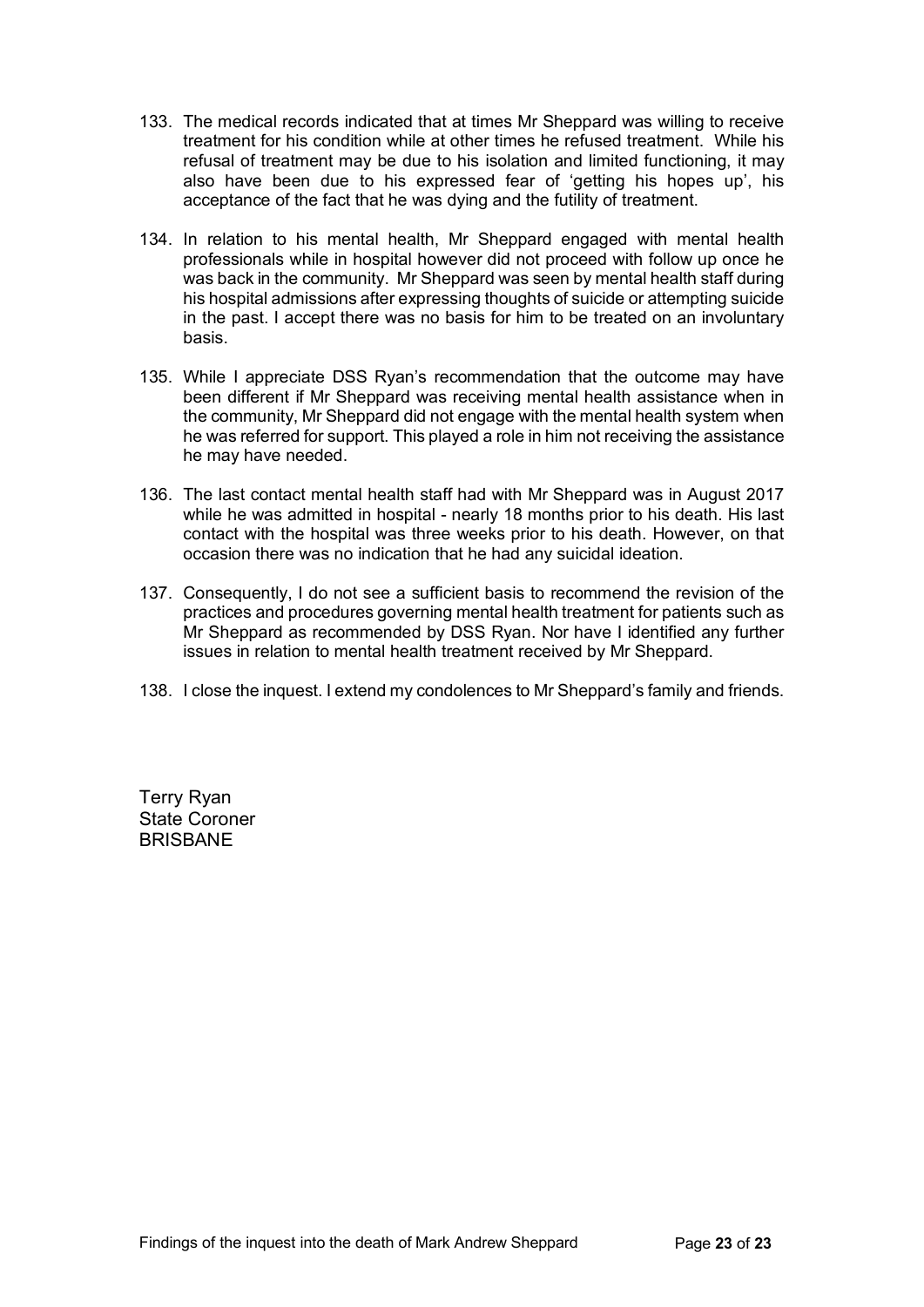133. The medical records indicated that at times Mr Sheppard was willing to receive treatment for his condition while at other times he refused treatment. While his refusal of treatment may be due to his isolation and limited functioning, it may also have been due to his expressed fear of 'getting his hopes up', his acceptance of the fact that he was dying and the futility of treatment.

134. In relation to his mental health, Mr Sheppard engaged with mental health professionals while in hospital however did not proceed with follow up once he was back in the community. Mr Sheppard was seen by mental health staff during his hospital admissions after expressing thoughts of suicide or attempting suicide in the past. I accept there was no basis for him to be treated on an involuntary basis.

135. While I appreciate DSS Ryan's recommendation that the outcome may have been different if Mr Sheppard was receiving mental health assistance when in the community, Mr Sheppard did not engage with the mental health system when he was referred for support. This played a role in him not receiving the assistance he may have needed.

136. The last contact mental health staff had with Mr Sheppard was in August 2017 while he was admitted in hospital - nearly 18 months prior to his death. His last contact with the hospital was three weeks prior to his death. However, on that occasion there was no indication that he had any suicidal ideation.

137. Consequently, I do not see a sufficient basis to recommend the revision of the practices and procedures governing mental health treatment for patients such as Mr Sheppard as recommended by DSS Ryan. Nor have I identified any further issues in relation to mental health treatment received by Mr Sheppard.

138. I close the inquest. I extend my condolences to Mr Sheppard's family and friends.

Terry Ryan
State Coroner
BRISBANE